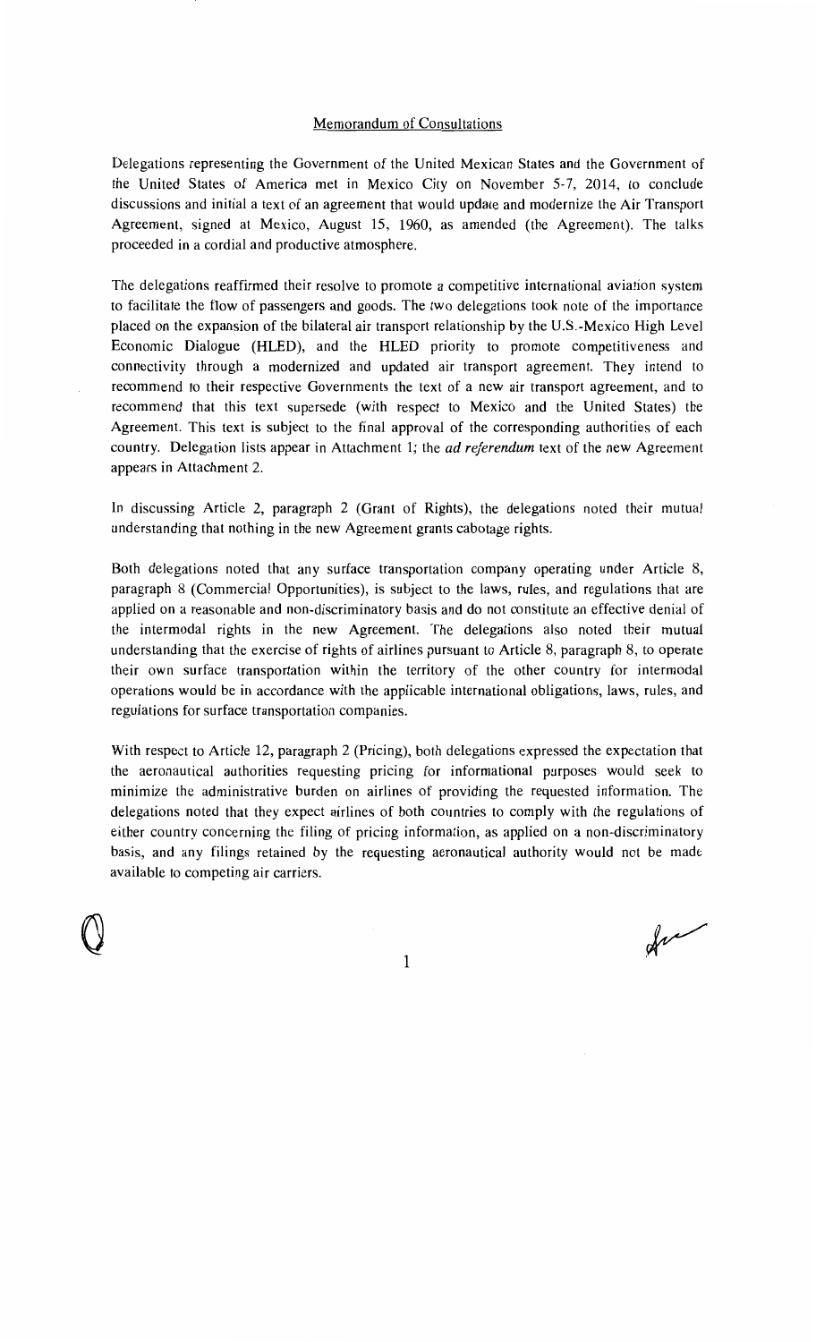Memorandum of Consultations

Delegations representing the Government of the United Mexican States and the Government of the United States of America met in Mexico City on November 5-7, 2014, to conclude discussions and initial a text of an agreement that would update and modernize the Air Transport Agreement, signed at Mexico, August 15, 1960, as amended (the Agreement). The talks proceeded in a cordial and productive atmosphere.

The delegations reaffirmed their resolve to promote a competitive international aviation system to facilitate the flow of passengers and goods. The two delegations took note of the importance placed on the expansion of the bilateral air transport relationship by the U.S.-Mexico High Level Economic Dialogue (HLED), and the HLED priority to promote competitiveness and connectivity through a modernized and updated air transport agreement. They intend to recommend to their respective Governments the text of a new air transport agreement, and to recommend that this text supersede (with respect to Mexico and the United States) the Agreement. This text is subject to the final approval of the corresponding authorities of each country. Delegation lists appear in Attachment 1; the *ad referendum* text of the new Agreement appears in Attachment 2.

In discussing Article 2, paragraph 2 (Grant of Rights), the delegations noted their mutual understanding that nothing in the new Agreement grants cabotage rights.

Both delegations noted that any surface transportation company operating under Article 8, paragraph 8 (Commercial Opportunities), is subject to the laws, rules, and regulations that are applied on a reasonable and non-discriminatory basis and do not constitute an effective denial of the intermodal rights in the new Agreement. The delegations also noted their mutual understanding that the exercise of rights of airlines pursuant to Article 8, paragraph 8, to operate their own surface transportation within the territory of the other country for intermodal operations would be in accordance with the applicable international obligations, laws, rules, and regulations for surface transportation companies.

With respect to Article 12, paragraph 2 (Pricing), both delegations expressed the expectation that the aeronautical authorities requesting pricing for informational purposes would seek to minimize the administrative burden on airlines of providing the requested information. The delegations noted that they expect airlines of both countries to comply with the regulations of either country concerning the filing of pricing information, as applied on a non-discriminatory basis, and any filings retained by the requesting aeronautical authority would not be made available to competing air carriers.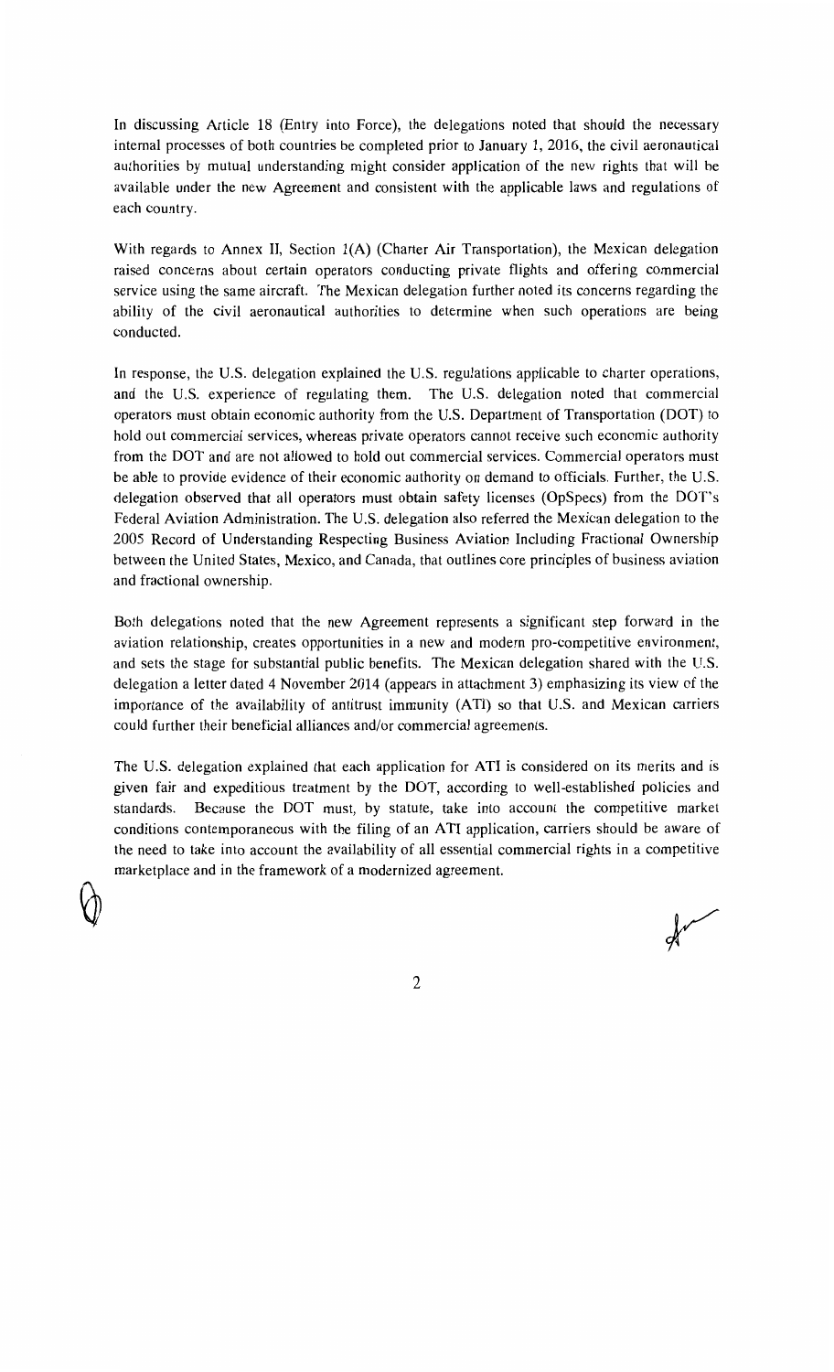In discussing Article 18 (Entry into Force), the delegations noted that should the necessary internal processes of both countries be completed prior to January 1, 2016, the civil aeronautical authorities by mutual understanding might consider application of the new rights that will be available under the new Agreement and consistent with the applicable laws and regulations of each country.

With regards to Annex II, Section 1(A) (Charter Air Transportation), the Mexican delegation raised concerns about certain operators conducting private flights and offering commercial service using the same aircraft. The Mexican delegation further noted its concerns regarding the ability of the civil aeronautical authorities to determine when such operations are being conducted.

In response, the U.S. delegation explained the U.S. regulations applicable to charter operations, and the U.S. experience of regulating them. The U.S. delegation noted that commercial operators must obtain economic authority from the U.S. Department of Transportation (DOT) to hold out commercial services, whereas private operators cannot receive such economic authority from the DOT and are not allowed to hold out commercial services. Commercial operators must be able to provide evidence of their economic authority on demand to officials. Further, the U.S. delegation observed that all operators must obtain safety licenses (OpSpecs) from the DOT's Federal Aviation Administration. The U.S. delegation also referred the Mexican delegation to the 2005 Record of Understanding Respecting Business Aviation Including Fractional Ownership between the United States, Mexico, and Canada, that outlines core principles of business aviation and fractional ownership.

Both delegations noted that the new Agreement represents a significant step forward in the aviation relationship, creates opportunities in a new and modern pro-competitive environment, and sets the stage for substantial public benefits. The Mexican delegation shared with the U.S. delegation a letter dated 4 November 2014 (appears in attachment 3) emphasizing its view of the importance of the availability of antitrust immunity (ATI) so that U.S. and Mexican carriers could further their beneficial alliances and/or commercial agreements.

The U.S. delegation explained that each application for ATI is considered on its merits and is given fair and expeditious treatment by the DOT, according to well-established policies and standards. Because the DOT must, by statute, take into account the competitive market conditions contemporaneous with the filing of an ATI application, carriers should be aware of the need to take into account the availability of all essential commercial rights in a competitive marketplace and in the framework of a modernized agreement.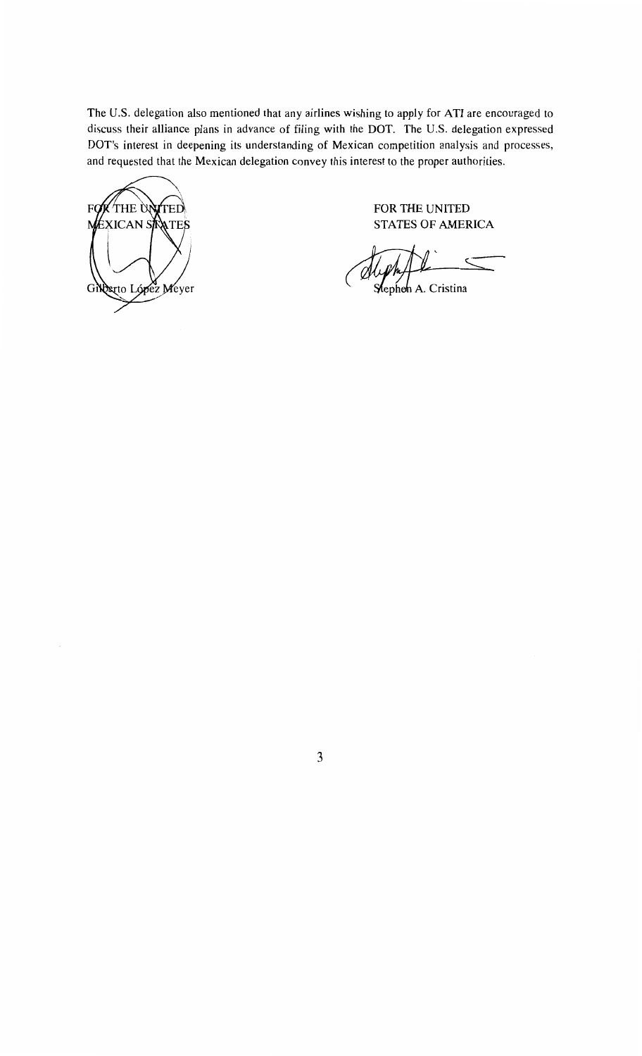The U.S. delegation also mentioned that any airlines wishing to apply for ATI are encouraged to discuss their alliance plans in advance of filing with the DOT. The U.S. delegation expressed DOT's interest in deepening its understanding of Mexican competition analysis and processes, and requested that the Mexican delegation convey this interest to the proper authorities.

| FOR THE UNITED MEXICAN STATES | FOR THE UNITED STATES OF AMERICA |
| --- | --- |
| Gilberto López Meyer | Stephen A. Cristina |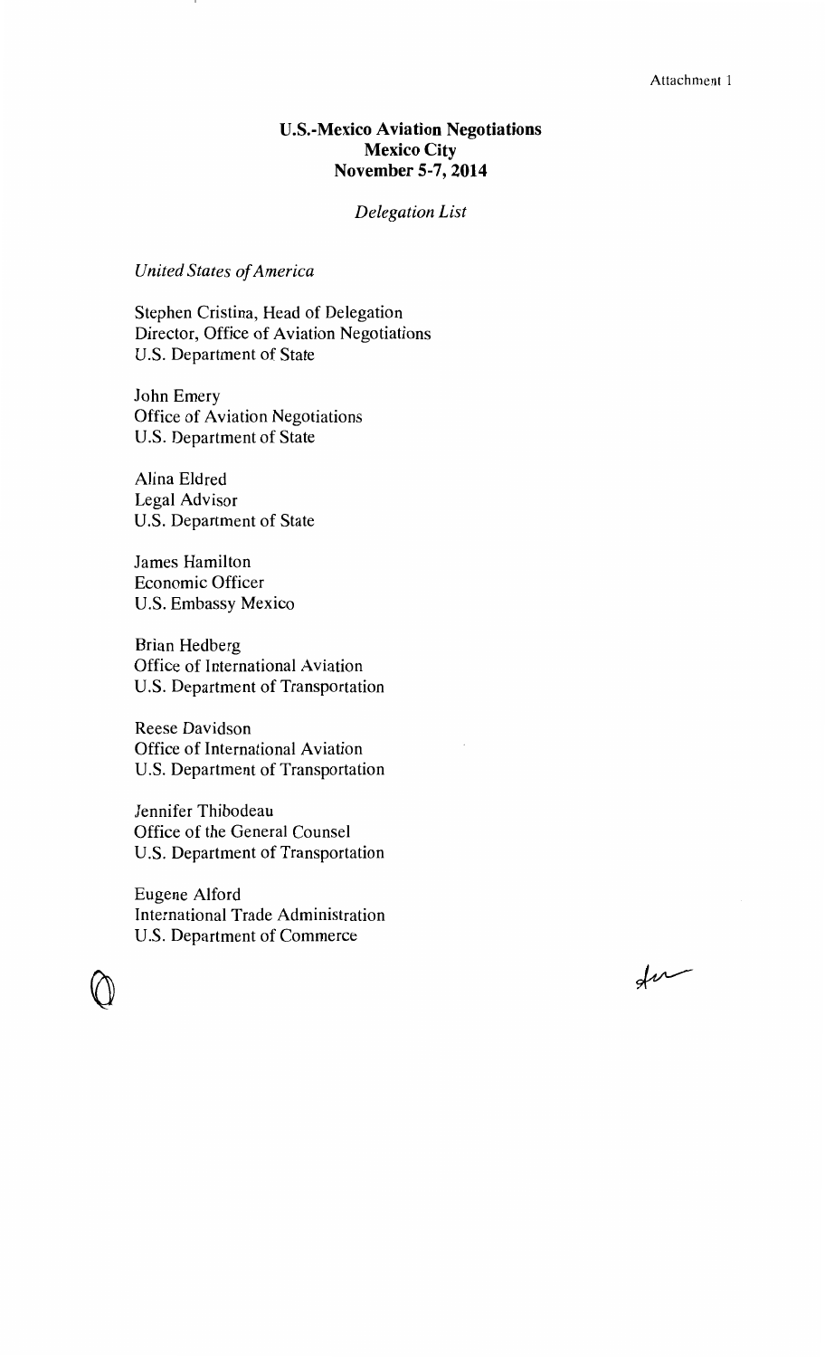Attachment 1

**U.S.-Mexico Aviation Negotiations**
**Mexico City**
**November 5-7, 2014**

*Delegation List*

*United States of America*

Stephen Cristina, Head of Delegation
Director, Office of Aviation Negotiations
U.S. Department of State

John Emery
Office of Aviation Negotiations
U.S. Department of State

Alina Eldred
Legal Advisor
U.S. Department of State

James Hamilton
Economic Officer
U.S. Embassy Mexico

Brian Hedberg
Office of International Aviation
U.S. Department of Transportation

Reese Davidson
Office of International Aviation
U.S. Department of Transportation

Jennifer Thibodeau
Office of the General Counsel
U.S. Department of Transportation

Eugene Alford
International Trade Administration
U.S. Department of Commerce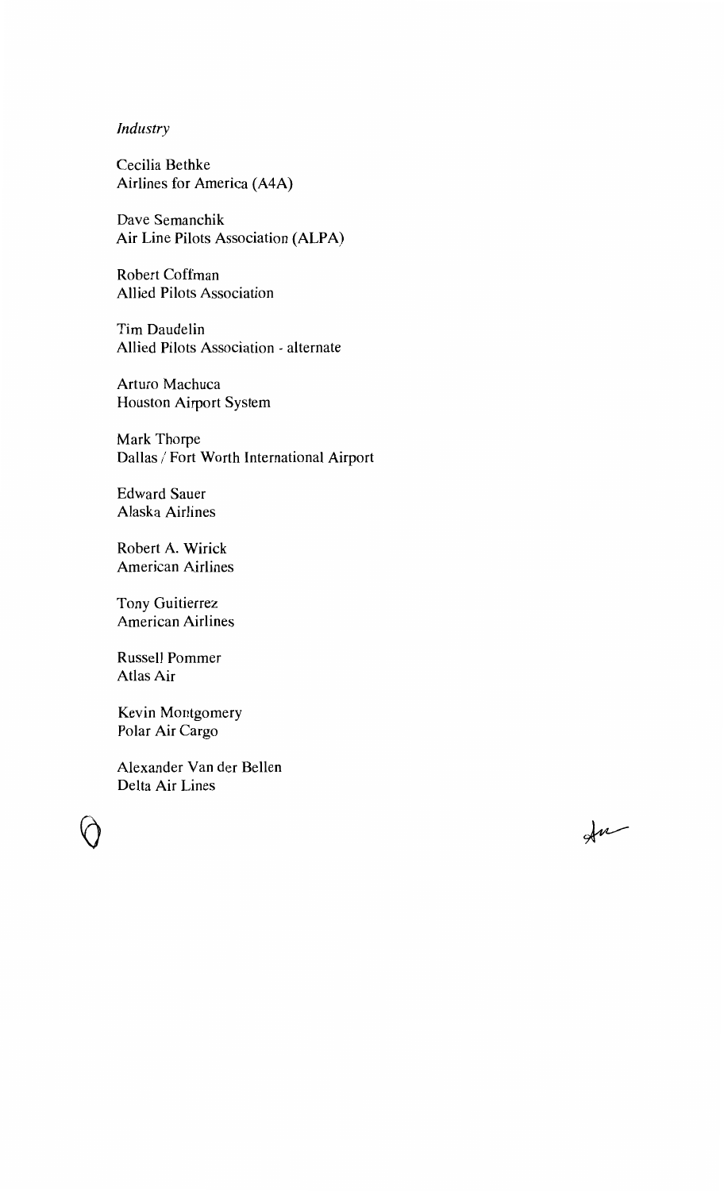*Industry*

Cecilia Bethke
Airlines for America (A4A)

Dave Semanchik
Air Line Pilots Association (ALPA)

Robert Coffman
Allied Pilots Association

Tim Daudelin
Allied Pilots Association - alternate

Arturo Machuca
Houston Airport System

Mark Thorpe
Dallas / Fort Worth International Airport

Edward Sauer
Alaska Airlines

Robert A. Wirick
American Airlines

Tony Guitierrez
American Airlines

Russell Pommer
Atlas Air

Kevin Montgomery
Polar Air Cargo

Alexander Van der Bellen
Delta Air Lines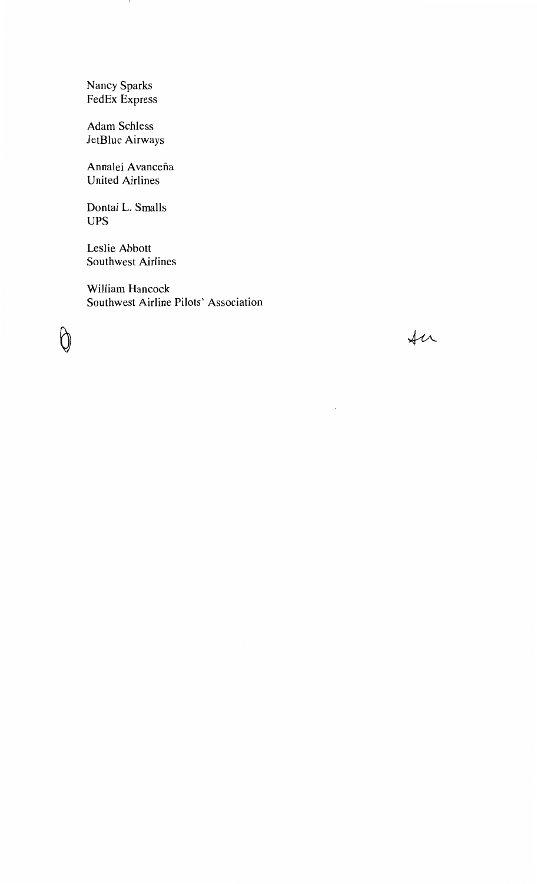Nancy Sparks
FedEx Express

Adam Schless
JetBlue Airways

Annalei Avanceña
United Airlines

Dontai L. Smalls
UPS

Leslie Abbott
Southwest Airlines

William Hancock
Southwest Airline Pilots' Association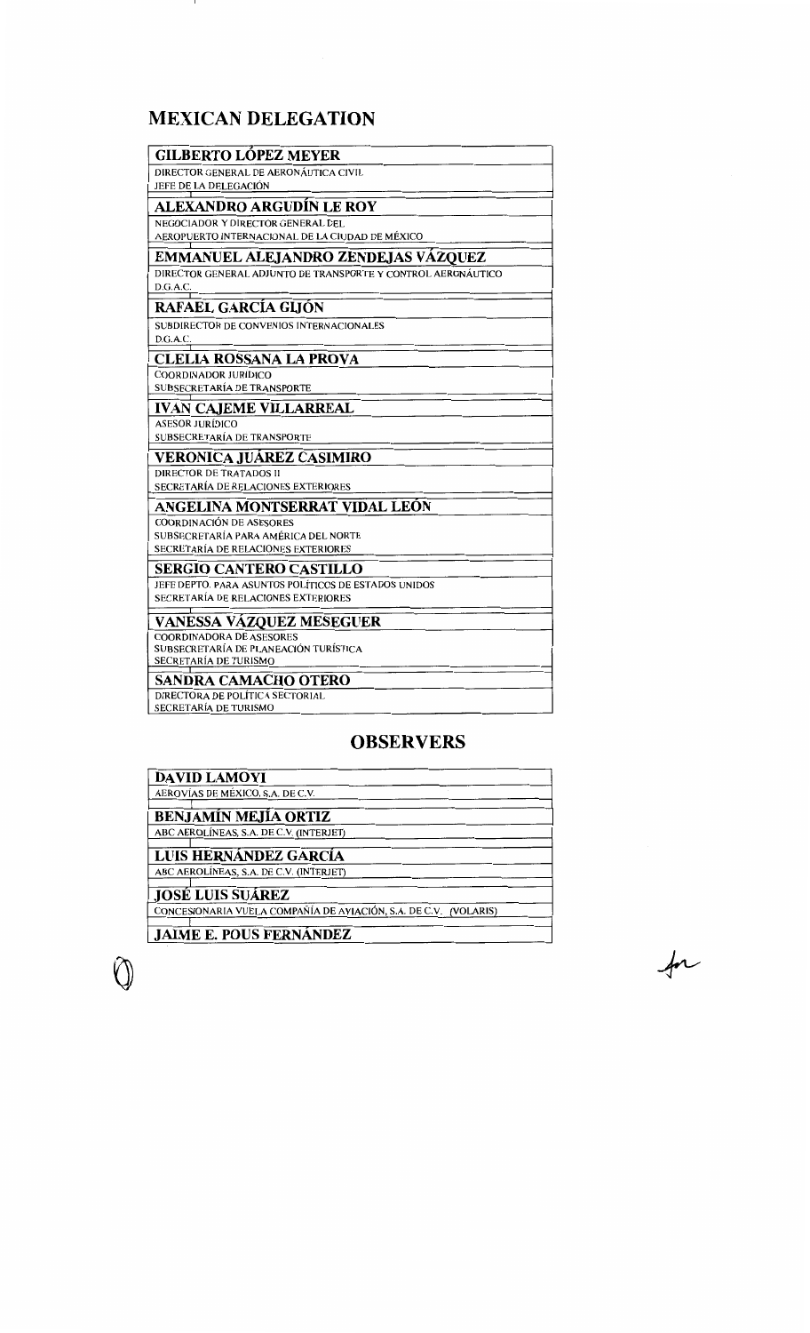## MEXICAN DELEGATION

| **GILBERTO LÓPEZ MEYER** |
|---|
| DIRECTOR GENERAL DE AERONÁUTICA CIVIL<br>JEFE DE LA DELEGACIÓN |
| **ALEXANDRO ARGUDÍN LE ROY** |
| NEGOCIADOR Y DIRECTOR GENERAL DEL<br>AEROPUERTO INTERNACIONAL DE LA CIUDAD DE MÉXICO |
| **EMMANUEL ALEJANDRO ZENDEJAS VÁZQUEZ** |
| DIRECTOR GENERAL ADJUNTO DE TRANSPORTE Y CONTROL AERONÁUTICO<br>D.G.A.C. |
| **RAFAEL GARCÍA GIJÓN** |
| SUBDIRECTOR DE CONVENIOS INTERNACIONALES<br>D.G.A.C. |
| **CLELIA ROSSANA LA PROVA** |
| COORDINADOR JURÍDICO<br>SUBSECRETARÍA DE TRANSPORTE |
| **IVAN CAJEME VILLARREAL** |
| ASESOR JURÍDICO<br>SUBSECRETARÍA DE TRANSPORTE |
| **VERONICA JUÁREZ CASIMIRO** |
| DIRECTOR DE TRATADOS II<br>SECRETARÍA DE RELACIONES EXTERIORES |
| **ANGELINA MONTSERRAT VIDAL LEÓN** |
| COORDINACIÓN DE ASESORES<br>SUBSECRETARÍA PARA AMÉRICA DEL NORTE<br>SECRETARÍA DE RELACIONES EXTERIORES |
| **SERGIO CANTERO CASTILLO** |
| JEFE DEPTO. PARA ASUNTOS POLÍTICOS DE ESTADOS UNIDOS<br>SECRETARÍA DE RELACIONES EXTERIORES |
| **VANESSA VÁZQUEZ MESEGUER** |
| COORDINADORA DE ASESORES<br>SUBSECRETARÍA DE PLANEACIÓN TURÍSTICA<br>SECRETARÍA DE TURISMO |
| **SANDRA CAMACHO OTERO** |
| DIRECTORA DE POLÍTICA SECTORIAL<br>SECRETARÍA DE TURISMO |

## OBSERVERS

| **DAVID LAMOYI** |
|---|
| AEROVÍAS DE MÉXICO, S.A. DE C.V. |
| **BENJAMÍN MEJÍA ORTIZ** |
| ABC AEROLÍNEAS, S.A. DE C.V. (INTERJET) |
| **LUIS HERNÁNDEZ GARCÍA** |
| ABC AEROLÍNEAS, S.A. DE C.V. (INTERJET) |
| **JOSÉ LUIS SUÁREZ** |
| CONCESIONARIA VUELA COMPAÑÍA DE AVIACIÓN, S.A. DE C.V. (VOLARIS) |
| **JAIME E. POUS FERNÁNDEZ** |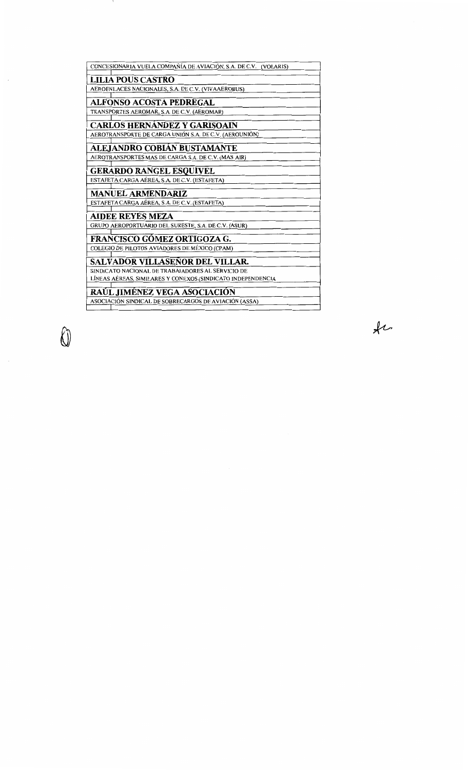CONCESIONARIA VUELA COMPAÑÍA DE AVIACIÓN, S.A. DE C.V. (VOLARIS)

**LILIA POUS CASTRO**

AEROENLACES NACIONALES, S.A. DE C.V. (VIVAAEROBUS)

**ALFONSO ACOSTA PEDREGAL**

TRANSPORTES AEROMAR, S.A. DE C.V. (AEROMAR)

**CARLOS HERNÁNDEZ Y GARISOAIN**

AEROTRANSPORTE DE CARGA UNIÓN S.A. DE C.V. (AEROUNIÓN)

**ALEJANDRO COBIÁN BUSTAMANTE**

AEROTRANSPORTES MAS DE CARGA S.A. DE C.V. (MAS AIR)

**GERARDO RANGEL ESQUIVEL**

ESTAFETA CARGA AÉREA, S.A. DE C.V. (ESTAFETA)

**MANUEL ARMENDARIZ**

ESTAFETA CARGA AÉREA, S.A. DE C.V. (ESTAFETA)

**AIDEE REYES MEZA**

GRUPO AEROPORTUARIO DEL SURESTE, S.A. DE C.V. (ASUR)

**FRANCISCO GÓMEZ ORTIGOZA G.**

COLEGIO DE PILOTOS AVIADORES DE MÉXICO (CPAM)

**SALVADOR VILLASEÑOR DEL VILLAR.**

SINDICATO NACIONAL DE TRABAJADORES AL SERVICIO DE LÍNEAS AÉREAS, SIMILARES Y CONEXOS (SINDICATO INDEPENDENCIA

**RAÚL JIMÉNEZ VEGA ASOCIACIÓN**

ASOCIACIÓN SINDICAL DE SOBRECARGOS DE AVIACIÓN (ASSA)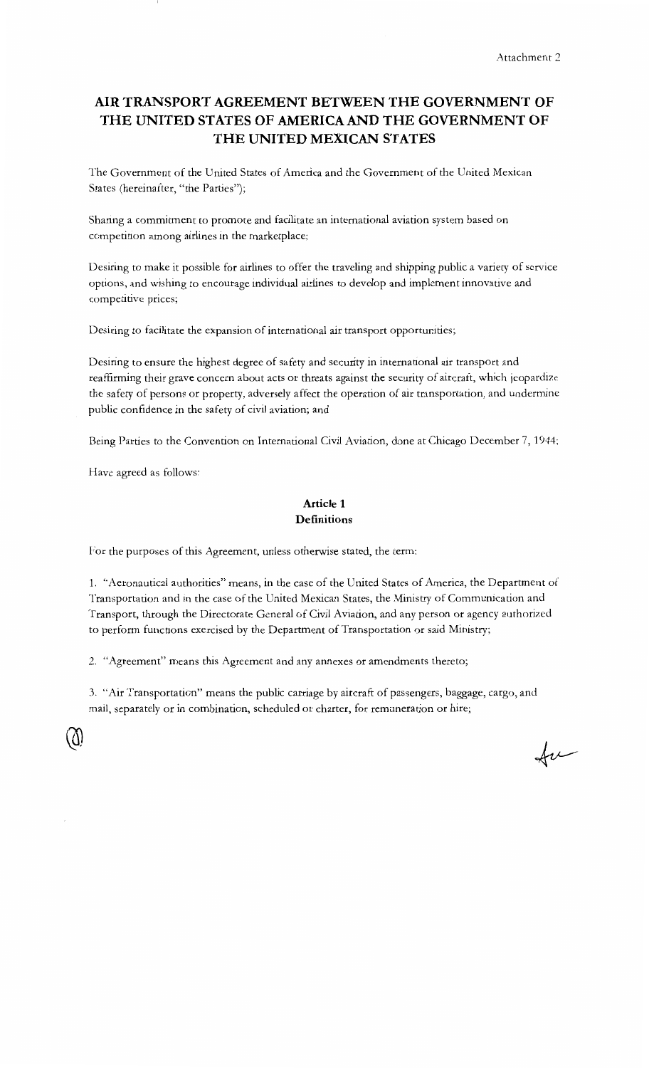Attachment 2

# AIR TRANSPORT AGREEMENT BETWEEN THE GOVERNMENT OF THE UNITED STATES OF AMERICA AND THE GOVERNMENT OF THE UNITED MEXICAN STATES

The Government of the United States of America and the Government of the United Mexican States (hereinafter, "the Parties");

Sharing a commitment to promote and facilitate an international aviation system based on competition among airlines in the marketplace;

Desiring to make it possible for airlines to offer the traveling and shipping public a variety of service options, and wishing to encourage individual airlines to develop and implement innovative and competitive prices;

Desiring to facilitate the expansion of international air transport opportunities;

Desiring to ensure the highest degree of safety and security in international air transport and reaffirming their grave concern about acts or threats against the security of aircraft, which jeopardize the safety of persons or property, adversely affect the operation of air transportation, and undermine public confidence in the safety of civil aviation; and

Being Parties to the Convention on International Civil Aviation, done at Chicago December 7, 1944;

Have agreed as follows:

## Article 1
## Definitions

For the purposes of this Agreement, unless otherwise stated, the term:

1. "Aeronautical authorities" means, in the case of the United States of America, the Department of Transportation and in the case of the United Mexican States, the Ministry of Communication and Transport, through the Directorate General of Civil Aviation, and any person or agency authorized to perform functions exercised by the Department of Transportation or said Ministry;

2. "Agreement" means this Agreement and any annexes or amendments thereto;

3. "Air Transportation" means the public carriage by aircraft of passengers, baggage, cargo, and mail, separately or in combination, scheduled or charter, for remuneration or hire;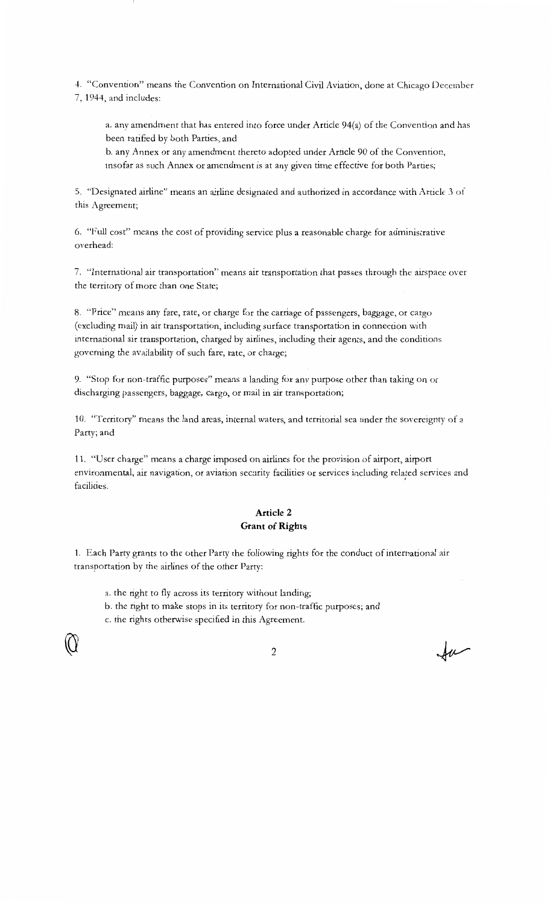4. "Convention" means the Convention on International Civil Aviation, done at Chicago December 7, 1944, and includes:

a. any amendment that has entered into force under Article 94(a) of the Convention and has been ratified by both Parties, and

b. any Annex or any amendment thereto adopted under Article 90 of the Convention, insofar as such Annex or amendment is at any given time effective for both Parties;

5. "Designated airline" means an airline designated and authorized in accordance with Article 3 of this Agreement;

6. "Full cost" means the cost of providing service plus a reasonable charge for administrative overhead:

7. "International air transportation" means air transportation that passes through the airspace over the territory of more than one State;

8. "Price" means any fare, rate, or charge for the carriage of passengers, baggage, or cargo (excluding mail) in air transportation, including surface transportation in connection with international air transportation, charged by airlines, including their agents, and the conditions governing the availability of such fare, rate, or charge;

9. "Stop for non-traffic purposes" means a landing for any purpose other than taking on or discharging passengers, baggage, cargo, or mail in air transportation;

10. "Territory" means the land areas, internal waters, and territorial sea under the sovereignty of a Party; and

11. "User charge" means a charge imposed on airlines for the provision of airport, airport environmental, air navigation, or aviation security facilities or services including related services and facilities.

## Article 2
## Grant of Rights

1. Each Party grants to the other Party the following rights for the conduct of international air transportation by the airlines of the other Party:

a. the right to fly across its territory without landing;

b. the right to make stops in its territory for non-traffic purposes; and

c. the rights otherwise specified in this Agreement.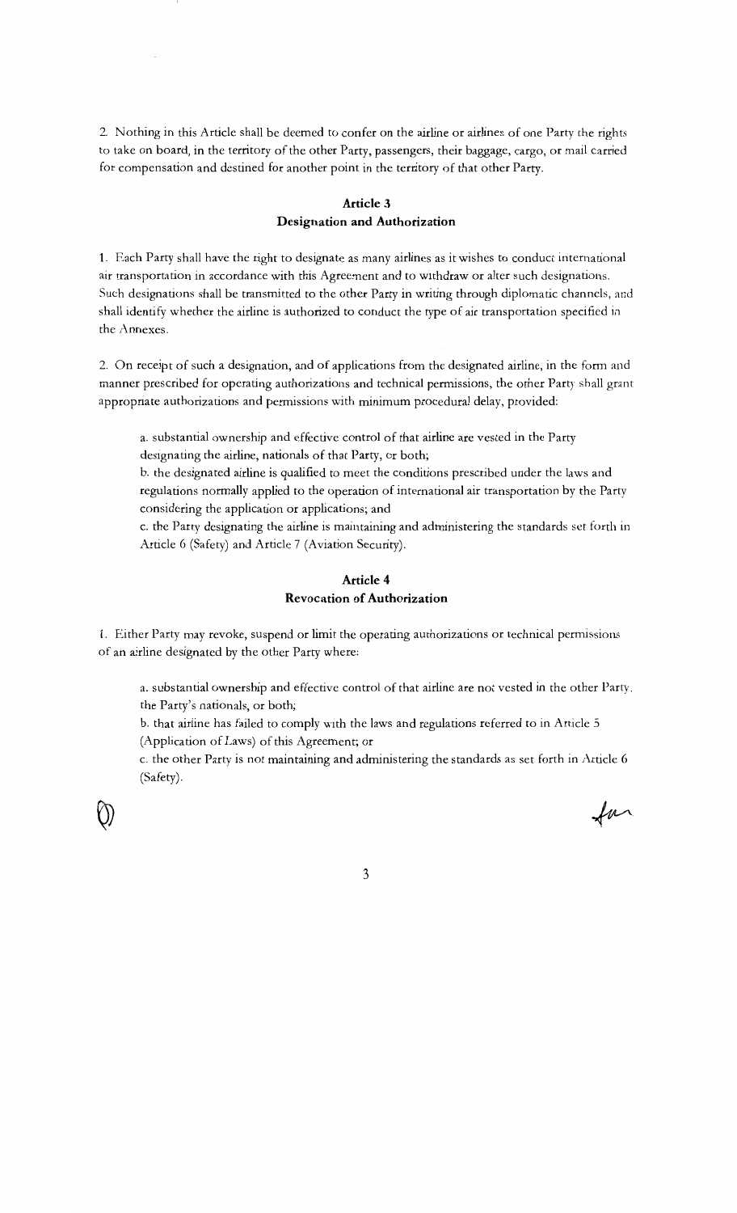2. Nothing in this Article shall be deemed to confer on the airline or airlines of one Party the rights to take on board, in the territory of the other Party, passengers, their baggage, cargo, or mail carried for compensation and destined for another point in the territory of that other Party.

## Article 3
## Designation and Authorization

1. Each Party shall have the right to designate as many airlines as it wishes to conduct international air transportation in accordance with this Agreement and to withdraw or alter such designations. Such designations shall be transmitted to the other Party in writing through diplomatic channels, and shall identify whether the airline is authorized to conduct the type of air transportation specified in the Annexes.

2. On receipt of such a designation, and of applications from the designated airline, in the form and manner prescribed for operating authorizations and technical permissions, the other Party shall grant appropriate authorizations and permissions with minimum procedural delay, provided:

a. substantial ownership and effective control of that airline are vested in the Party designating the airline, nationals of that Party, or both;

b. the designated airline is qualified to meet the conditions prescribed under the laws and regulations normally applied to the operation of international air transportation by the Party considering the application or applications; and

c. the Party designating the airline is maintaining and administering the standards set forth in Article 6 (Safety) and Article 7 (Aviation Security).

## Article 4
## Revocation of Authorization

1. Either Party may revoke, suspend or limit the operating authorizations or technical permissions of an airline designated by the other Party where:

a. substantial ownership and effective control of that airline are not vested in the other Party, the Party's nationals, or both;

b. that airline has failed to comply with the laws and regulations referred to in Article 5 (Application of Laws) of this Agreement; or

c. the other Party is not maintaining and administering the standards as set forth in Article 6 (Safety).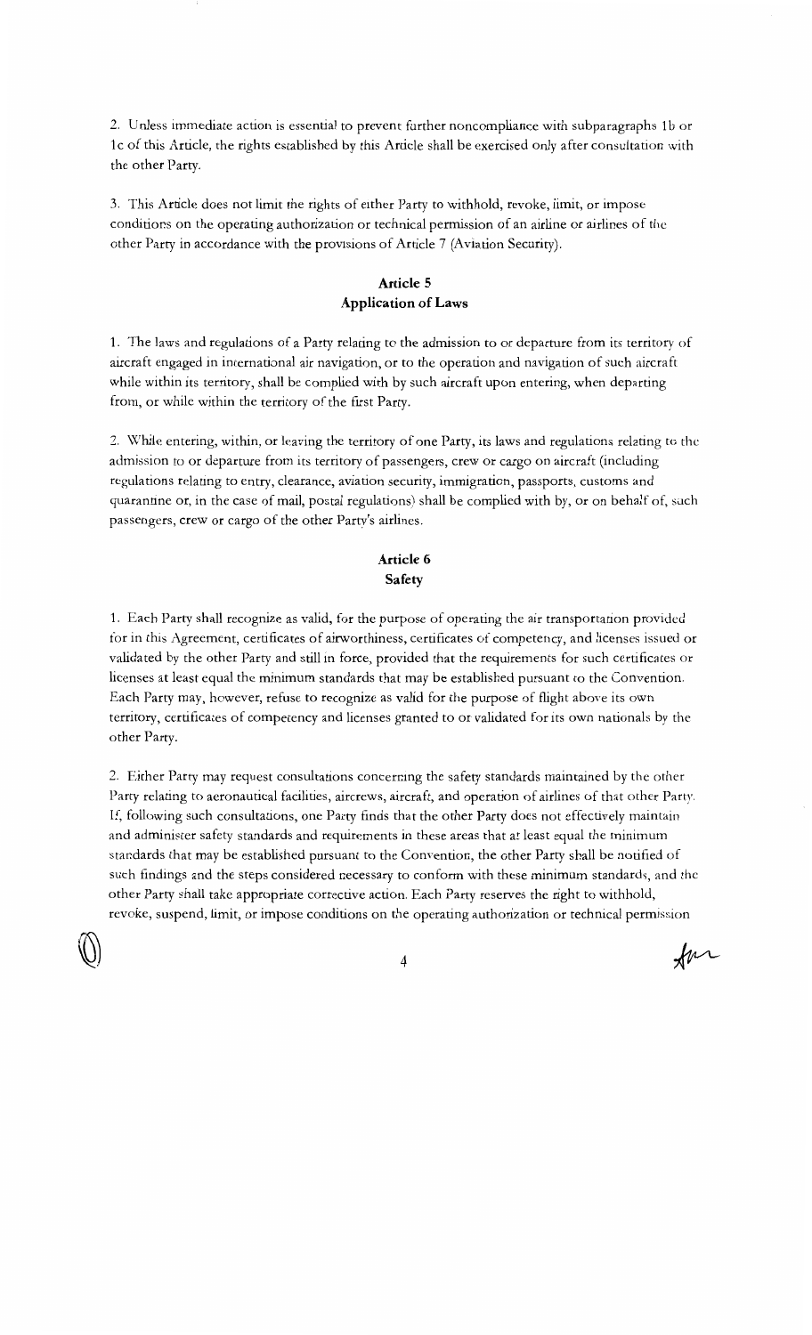2. Unless immediate action is essential to prevent further noncompliance with subparagraphs 1b or 1c of this Article, the rights established by this Article shall be exercised only after consultation with the other Party.

3. This Article does not limit the rights of either Party to withhold, revoke, limit, or impose conditions on the operating authorization or technical permission of an airline or airlines of the other Party in accordance with the provisions of Article 7 (Aviation Security).

## Article 5
## Application of Laws

1. The laws and regulations of a Party relating to the admission to or departure from its territory of aircraft engaged in international air navigation, or to the operation and navigation of such aircraft while within its territory, shall be complied with by such aircraft upon entering, when departing from, or while within the territory of the first Party.

2. While entering, within, or leaving the territory of one Party, its laws and regulations relating to the admission to or departure from its territory of passengers, crew or cargo on aircraft (including regulations relating to entry, clearance, aviation security, immigration, passports, customs and quarantine or, in the case of mail, postal regulations) shall be complied with by, or on behalf of, such passengers, crew or cargo of the other Party's airlines.

## Article 6
## Safety

1. Each Party shall recognize as valid, for the purpose of operating the air transportation provided for in this Agreement, certificates of airworthiness, certificates of competency, and licenses issued or validated by the other Party and still in force, provided that the requirements for such certificates or licenses at least equal the minimum standards that may be established pursuant to the Convention. Each Party may, however, refuse to recognize as valid for the purpose of flight above its own territory, certificates of competency and licenses granted to or validated for its own nationals by the other Party.

2. Either Party may request consultations concerning the safety standards maintained by the other Party relating to aeronautical facilities, aircrews, aircraft, and operation of airlines of that other Party. If, following such consultations, one Party finds that the other Party does not effectively maintain and administer safety standards and requirements in these areas that at least equal the minimum standards that may be established pursuant to the Convention, the other Party shall be notified of such findings and the steps considered necessary to conform with these minimum standards, and the other Party shall take appropriate corrective action. Each Party reserves the right to withhold, revoke, suspend, limit, or impose conditions on the operating authorization or technical permission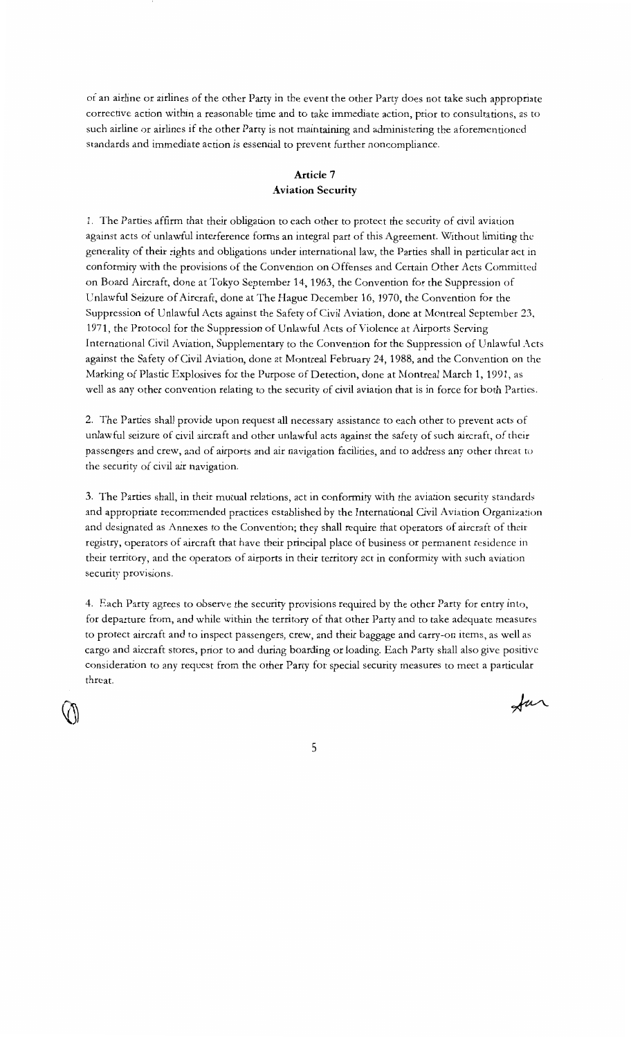of an airline or airlines of the other Party in the event the other Party does not take such appropriate corrective action within a reasonable time and to take immediate action, prior to consultations, as to such airline or airlines if the other Party is not maintaining and administering the aforementioned standards and immediate action is essential to prevent further noncompliance.

**Article 7**
**Aviation Security**

1. The Parties affirm that their obligation to each other to protect the security of civil aviation against acts of unlawful interference forms an integral part of this Agreement. Without limiting the generality of their rights and obligations under international law, the Parties shall in particular act in conformity with the provisions of the Convention on Offenses and Certain Other Acts Committed on Board Aircraft, done at Tokyo September 14, 1963, the Convention for the Suppression of Unlawful Seizure of Aircraft, done at The Hague December 16, 1970, the Convention for the Suppression of Unlawful Acts against the Safety of Civil Aviation, done at Montreal September 23, 1971, the Protocol for the Suppression of Unlawful Acts of Violence at Airports Serving International Civil Aviation, Supplementary to the Convention for the Suppression of Unlawful Acts against the Safety of Civil Aviation, done at Montreal February 24, 1988, and the Convention on the Marking of Plastic Explosives for the Purpose of Detection, done at Montreal March 1, 1991, as well as any other convention relating to the security of civil aviation that is in force for both Parties.

2. The Parties shall provide upon request all necessary assistance to each other to prevent acts of unlawful seizure of civil aircraft and other unlawful acts against the safety of such aircraft, of their passengers and crew, and of airports and air navigation facilities, and to address any other threat to the security of civil air navigation.

3. The Parties shall, in their mutual relations, act in conformity with the aviation security standards and appropriate recommended practices established by the International Civil Aviation Organization and designated as Annexes to the Convention; they shall require that operators of aircraft of their registry, operators of aircraft that have their principal place of business or permanent residence in their territory, and the operators of airports in their territory act in conformity with such aviation security provisions.

4. Each Party agrees to observe the security provisions required by the other Party for entry into, for departure from, and while within the territory of that other Party and to take adequate measures to protect aircraft and to inspect passengers, crew, and their baggage and carry-on items, as well as cargo and aircraft stores, prior to and during boarding or loading. Each Party shall also give positive consideration to any request from the other Party for special security measures to meet a particular threat.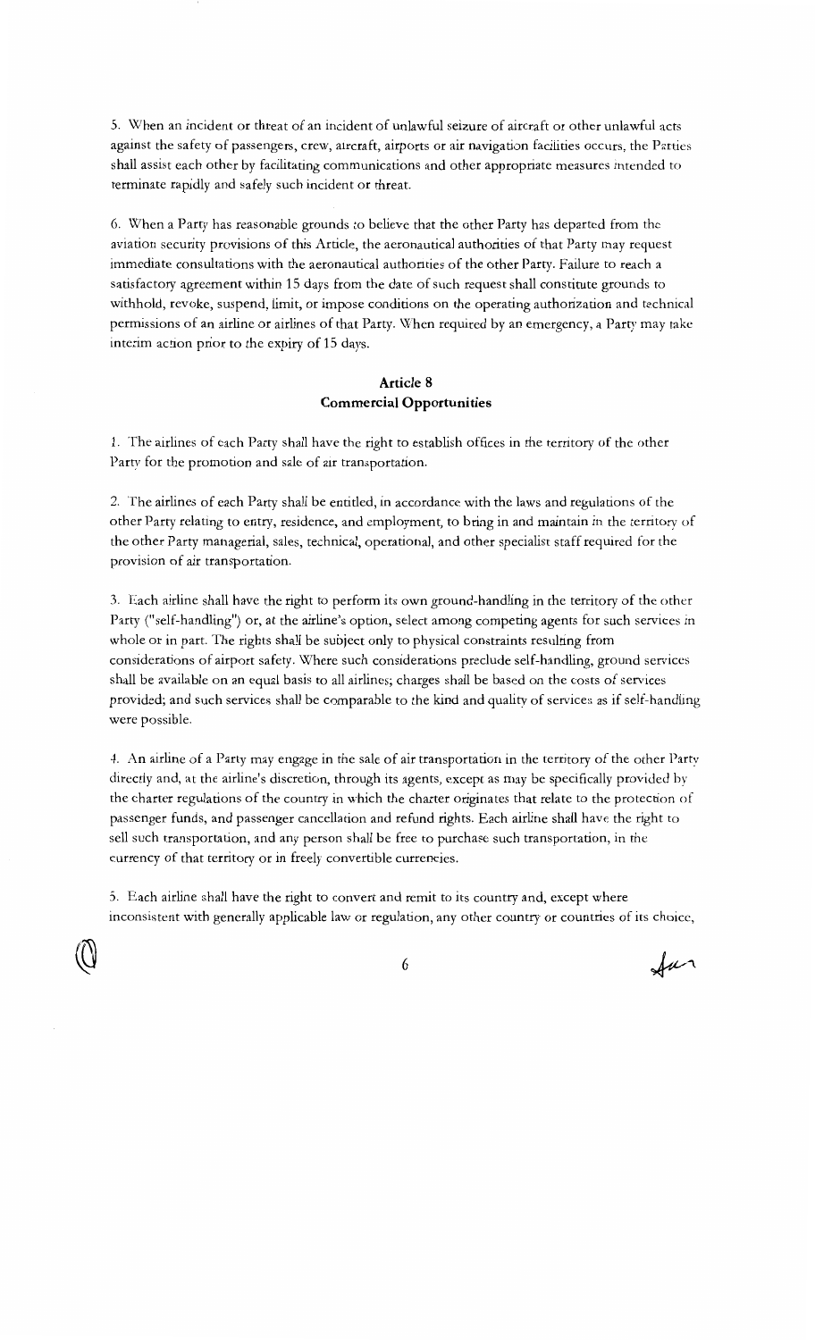5. When an incident or threat of an incident of unlawful seizure of aircraft or other unlawful acts against the safety of passengers, crew, aircraft, airports or air navigation facilities occurs, the Parties shall assist each other by facilitating communications and other appropriate measures intended to terminate rapidly and safely such incident or threat.

6. When a Party has reasonable grounds to believe that the other Party has departed from the aviation security provisions of this Article, the aeronautical authorities of that Party may request immediate consultations with the aeronautical authorities of the other Party. Failure to reach a satisfactory agreement within 15 days from the date of such request shall constitute grounds to withhold, revoke, suspend, limit, or impose conditions on the operating authorization and technical permissions of an airline or airlines of that Party. When required by an emergency, a Party may take interim action prior to the expiry of 15 days.

## Article 8
## Commercial Opportunities

1. The airlines of each Party shall have the right to establish offices in the territory of the other Party for the promotion and sale of air transportation.

2. The airlines of each Party shall be entitled, in accordance with the laws and regulations of the other Party relating to entry, residence, and employment, to bring in and maintain in the territory of the other Party managerial, sales, technical, operational, and other specialist staff required for the provision of air transportation.

3. Each airline shall have the right to perform its own ground-handling in the territory of the other Party ("self-handling") or, at the airline's option, select among competing agents for such services in whole or in part. The rights shall be subject only to physical constraints resulting from considerations of airport safety. Where such considerations preclude self-handling, ground services shall be available on an equal basis to all airlines; charges shall be based on the costs of services provided; and such services shall be comparable to the kind and quality of services as if self-handling were possible.

4. An airline of a Party may engage in the sale of air transportation in the territory of the other Party directly and, at the airline's discretion, through its agents, except as may be specifically provided by the charter regulations of the country in which the charter originates that relate to the protection of passenger funds, and passenger cancellation and refund rights. Each airline shall have the right to sell such transportation, and any person shall be free to purchase such transportation, in the currency of that territory or in freely convertible currencies.

5. Each airline shall have the right to convert and remit to its country and, except where inconsistent with generally applicable law or regulation, any other country or countries of its choice,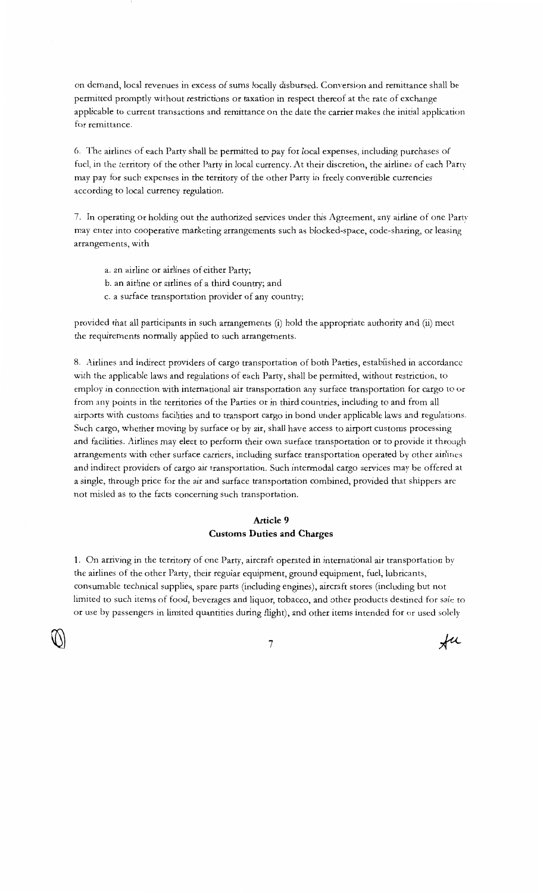on demand, local revenues in excess of sums locally disbursed. Conversion and remittance shall be permitted promptly without restrictions or taxation in respect thereof at the rate of exchange applicable to current transactions and remittance on the date the carrier makes the initial application for remittance.

6. The airlines of each Party shall be permitted to pay for local expenses, including purchases of fuel, in the territory of the other Party in local currency. At their discretion, the airlines of each Party may pay for such expenses in the territory of the other Party in freely convertible currencies according to local currency regulation.

7. In operating or holding out the authorized services under this Agreement, any airline of one Party may enter into cooperative marketing arrangements such as blocked-space, code-sharing, or leasing arrangements, with

a. an airline or airlines of either Party;
b. an airline or airlines of a third country; and
c. a surface transportation provider of any country;

provided that all participants in such arrangements (i) hold the appropriate authority and (ii) meet the requirements normally applied to such arrangements.

8. Airlines and indirect providers of cargo transportation of both Parties, established in accordance with the applicable laws and regulations of each Party, shall be permitted, without restriction, to employ in connection with international air transportation any surface transportation for cargo to or from any points in the territories of the Parties or in third countries, including to and from all airports with customs facilities and to transport cargo in bond under applicable laws and regulations. Such cargo, whether moving by surface or by air, shall have access to airport customs processing and facilities. Airlines may elect to perform their own surface transportation or to provide it through arrangements with other surface carriers, including surface transportation operated by other airlines and indirect providers of cargo air transportation. Such intermodal cargo services may be offered at a single, through price for the air and surface transportation combined, provided that shippers are not misled as to the facts concerning such transportation.

## Article 9
## Customs Duties and Charges

1. On arriving in the territory of one Party, aircraft operated in international air transportation by the airlines of the other Party, their regular equipment, ground equipment, fuel, lubricants, consumable technical supplies, spare parts (including engines), aircraft stores (including but not limited to such items of food, beverages and liquor, tobacco, and other products destined for sale to or use by passengers in limited quantities during flight), and other items intended for or used solely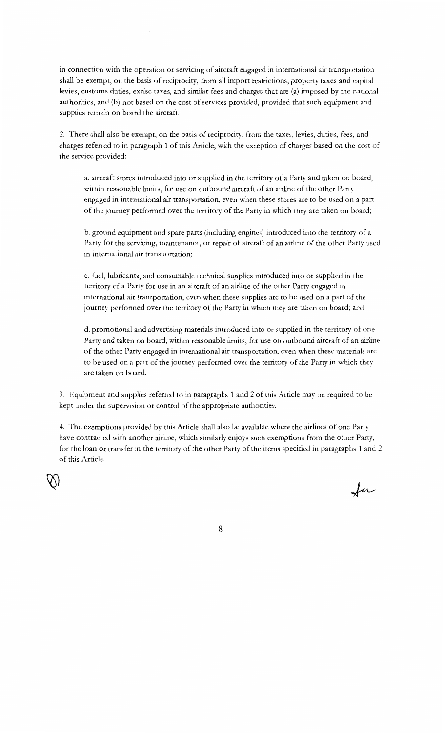in connection with the operation or servicing of aircraft engaged in international air transportation shall be exempt, on the basis of reciprocity, from all import restrictions, property taxes and capital levies, customs duties, excise taxes, and similar fees and charges that are (a) imposed by the national authorities, and (b) not based on the cost of services provided, provided that such equipment and supplies remain on board the aircraft.

2. There shall also be exempt, on the basis of reciprocity, from the taxes, levies, duties, fees, and charges referred to in paragraph 1 of this Article, with the exception of charges based on the cost of the service provided:

a. aircraft stores introduced into or supplied in the territory of a Party and taken on board, within reasonable limits, for use on outbound aircraft of an airline of the other Party engaged in international air transportation, even when these stores are to be used on a part of the journey performed over the territory of the Party in which they are taken on board;

b. ground equipment and spare parts (including engines) introduced into the territory of a Party for the servicing, maintenance, or repair of aircraft of an airline of the other Party used in international air transportation;

c. fuel, lubricants, and consumable technical supplies introduced into or supplied in the territory of a Party for use in an aircraft of an airline of the other Party engaged in international air transportation, even when these supplies are to be used on a part of the journey performed over the territory of the Party in which they are taken on board; and

d. promotional and advertising materials introduced into or supplied in the territory of one Party and taken on board, within reasonable limits, for use on outbound aircraft of an airline of the other Party engaged in international air transportation, even when these materials are to be used on a part of the journey performed over the territory of the Party in which they are taken on board.

3. Equipment and supplies referred to in paragraphs 1 and 2 of this Article may be required to be kept under the supervision or control of the appropriate authorities.

4. The exemptions provided by this Article shall also be available where the airlines of one Party have contracted with another airline, which similarly enjoys such exemptions from the other Party, for the loan or transfer in the territory of the other Party of the items specified in paragraphs 1 and 2 of this Article.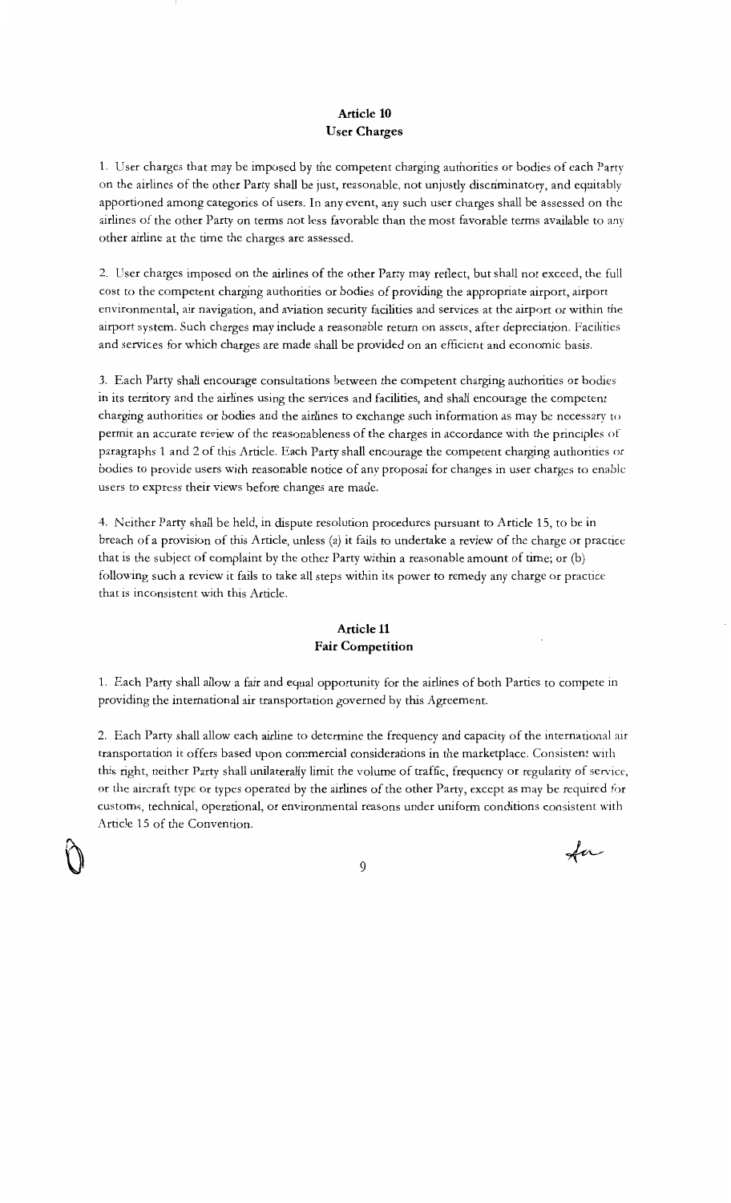## Article 10
## User Charges

1. User charges that may be imposed by the competent charging authorities or bodies of each Party on the airlines of the other Party shall be just, reasonable, not unjustly discriminatory, and equitably apportioned among categories of users. In any event, any such user charges shall be assessed on the airlines of the other Party on terms not less favorable than the most favorable terms available to any other airline at the time the charges are assessed.

2. User charges imposed on the airlines of the other Party may reflect, but shall not exceed, the full cost to the competent charging authorities or bodies of providing the appropriate airport, airport environmental, air navigation, and aviation security facilities and services at the airport or within the airport system. Such charges may include a reasonable return on assets, after depreciation. Facilities and services for which charges are made shall be provided on an efficient and economic basis.

3. Each Party shall encourage consultations between the competent charging authorities or bodies in its territory and the airlines using the services and facilities, and shall encourage the competent charging authorities or bodies and the airlines to exchange such information as may be necessary to permit an accurate review of the reasonableness of the charges in accordance with the principles of paragraphs 1 and 2 of this Article. Each Party shall encourage the competent charging authorities or bodies to provide users with reasonable notice of any proposal for changes in user charges to enable users to express their views before changes are made.

4. Neither Party shall be held, in dispute resolution procedures pursuant to Article 15, to be in breach of a provision of this Article, unless (a) it fails to undertake a review of the charge or practice that is the subject of complaint by the other Party within a reasonable amount of time; or (b) following such a review it fails to take all steps within its power to remedy any charge or practice that is inconsistent with this Article.

## Article 11
## Fair Competition

1. Each Party shall allow a fair and equal opportunity for the airlines of both Parties to compete in providing the international air transportation governed by this Agreement.

2. Each Party shall allow each airline to determine the frequency and capacity of the international air transportation it offers based upon commercial considerations in the marketplace. Consistent with this right, neither Party shall unilaterally limit the volume of traffic, frequency or regularity of service, or the aircraft type or types operated by the airlines of the other Party, except as may be required for customs, technical, operational, or environmental reasons under uniform conditions consistent with Article 15 of the Convention.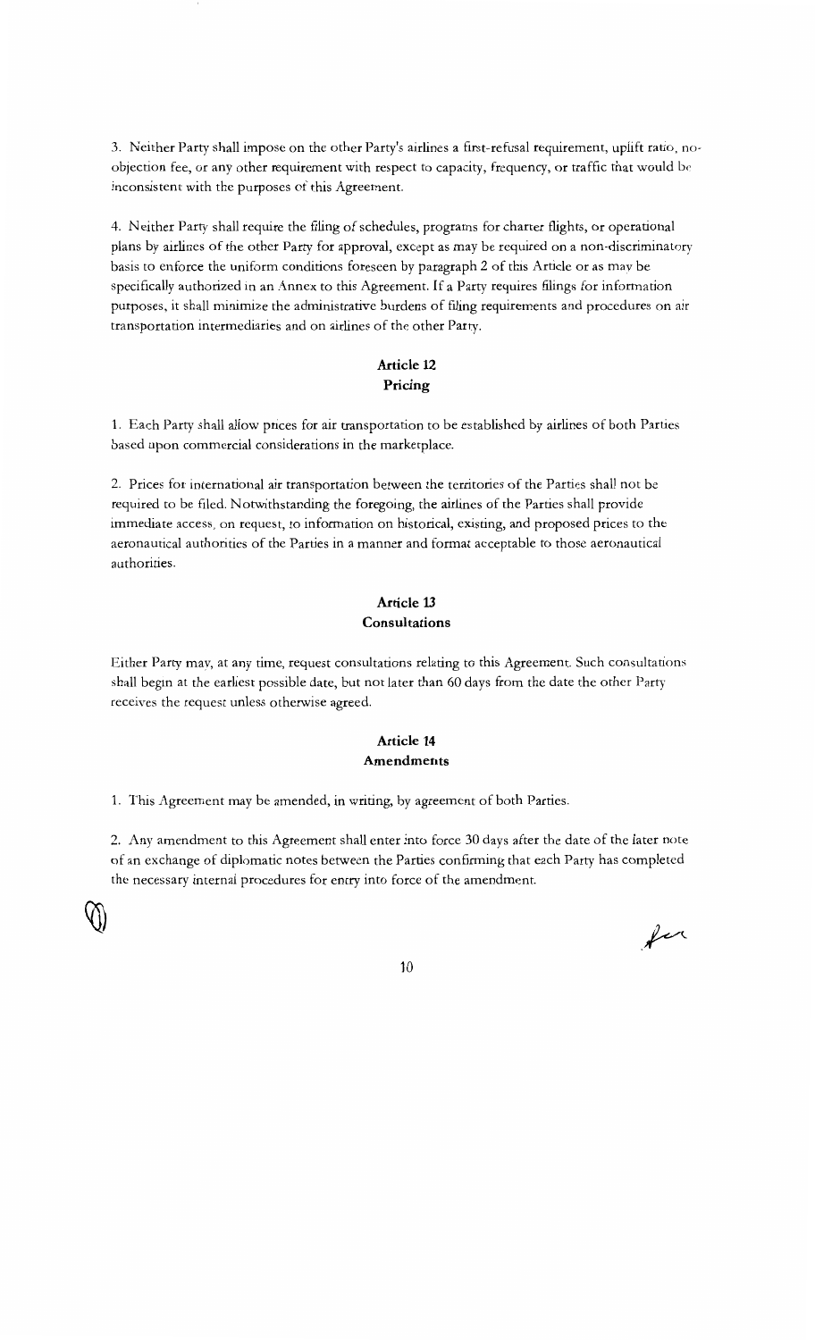3. Neither Party shall impose on the other Party's airlines a first-refusal requirement, uplift ratio, no-objection fee, or any other requirement with respect to capacity, frequency, or traffic that would be inconsistent with the purposes of this Agreement.

4. Neither Party shall require the filing of schedules, programs for charter flights, or operational plans by airlines of the other Party for approval, except as may be required on a non-discriminatory basis to enforce the uniform conditions foreseen by paragraph 2 of this Article or as may be specifically authorized in an Annex to this Agreement. If a Party requires filings for information purposes, it shall minimize the administrative burdens of filing requirements and procedures on air transportation intermediaries and on airlines of the other Party.

## Article 12
## Pricing

1. Each Party shall allow prices for air transportation to be established by airlines of both Parties based upon commercial considerations in the marketplace.

2. Prices for international air transportation between the territories of the Parties shall not be required to be filed. Notwithstanding the foregoing, the airlines of the Parties shall provide immediate access, on request, to information on historical, existing, and proposed prices to the aeronautical authorities of the Parties in a manner and format acceptable to those aeronautical authorities.

## Article 13
## Consultations

Either Party may, at any time, request consultations relating to this Agreement. Such consultations shall begin at the earliest possible date, but not later than 60 days from the date the other Party receives the request unless otherwise agreed.

## Article 14
## Amendments

1. This Agreement may be amended, in writing, by agreement of both Parties.

2. Any amendment to this Agreement shall enter into force 30 days after the date of the later note of an exchange of diplomatic notes between the Parties confirming that each Party has completed the necessary internal procedures for entry into force of the amendment.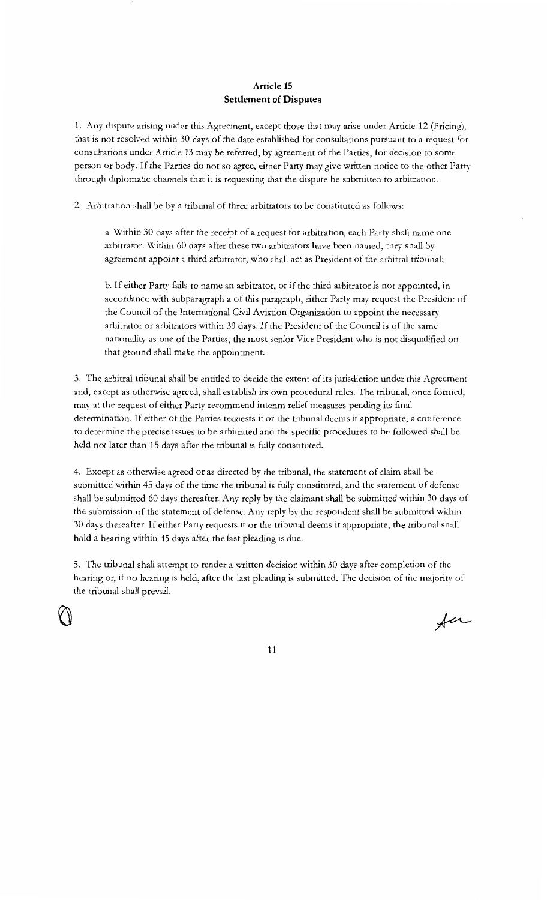## Article 15
## Settlement of Disputes

1. Any dispute arising under this Agreement, except those that may arise under Article 12 (Pricing), that is not resolved within 30 days of the date established for consultations pursuant to a request for consultations under Article 13 may be referred, by agreement of the Parties, for decision to some person or body. If the Parties do not so agree, either Party may give written notice to the other Party through diplomatic channels that it is requesting that the dispute be submitted to arbitration.

2. Arbitration shall be by a tribunal of three arbitrators to be constituted as follows:

   a. Within 30 days after the receipt of a request for arbitration, each Party shall name one arbitrator. Within 60 days after these two arbitrators have been named, they shall by agreement appoint a third arbitrator, who shall act as President of the arbitral tribunal;

   b. If either Party fails to name an arbitrator, or if the third arbitrator is not appointed, in accordance with subparagraph a of this paragraph, either Party may request the President of the Council of the International Civil Aviation Organization to appoint the necessary arbitrator or arbitrators within 30 days. If the President of the Council is of the same nationality as one of the Parties, the most senior Vice President who is not disqualified on that ground shall make the appointment.

3. The arbitral tribunal shall be entitled to decide the extent of its jurisdiction under this Agreement and, except as otherwise agreed, shall establish its own procedural rules. The tribunal, once formed, may at the request of either Party recommend interim relief measures pending its final determination. If either of the Parties requests it or the tribunal deems it appropriate, a conference to determine the precise issues to be arbitrated and the specific procedures to be followed shall be held not later than 15 days after the tribunal is fully constituted.

4. Except as otherwise agreed or as directed by the tribunal, the statement of claim shall be submitted within 45 days of the time the tribunal is fully constituted, and the statement of defense shall be submitted 60 days thereafter. Any reply by the claimant shall be submitted within 30 days of the submission of the statement of defense. Any reply by the respondent shall be submitted within 30 days thereafter. If either Party requests it or the tribunal deems it appropriate, the tribunal shall hold a hearing within 45 days after the last pleading is due.

5. The tribunal shall attempt to render a written decision within 30 days after completion of the hearing or, if no hearing is held, after the last pleading is submitted. The decision of the majority of the tribunal shall prevail.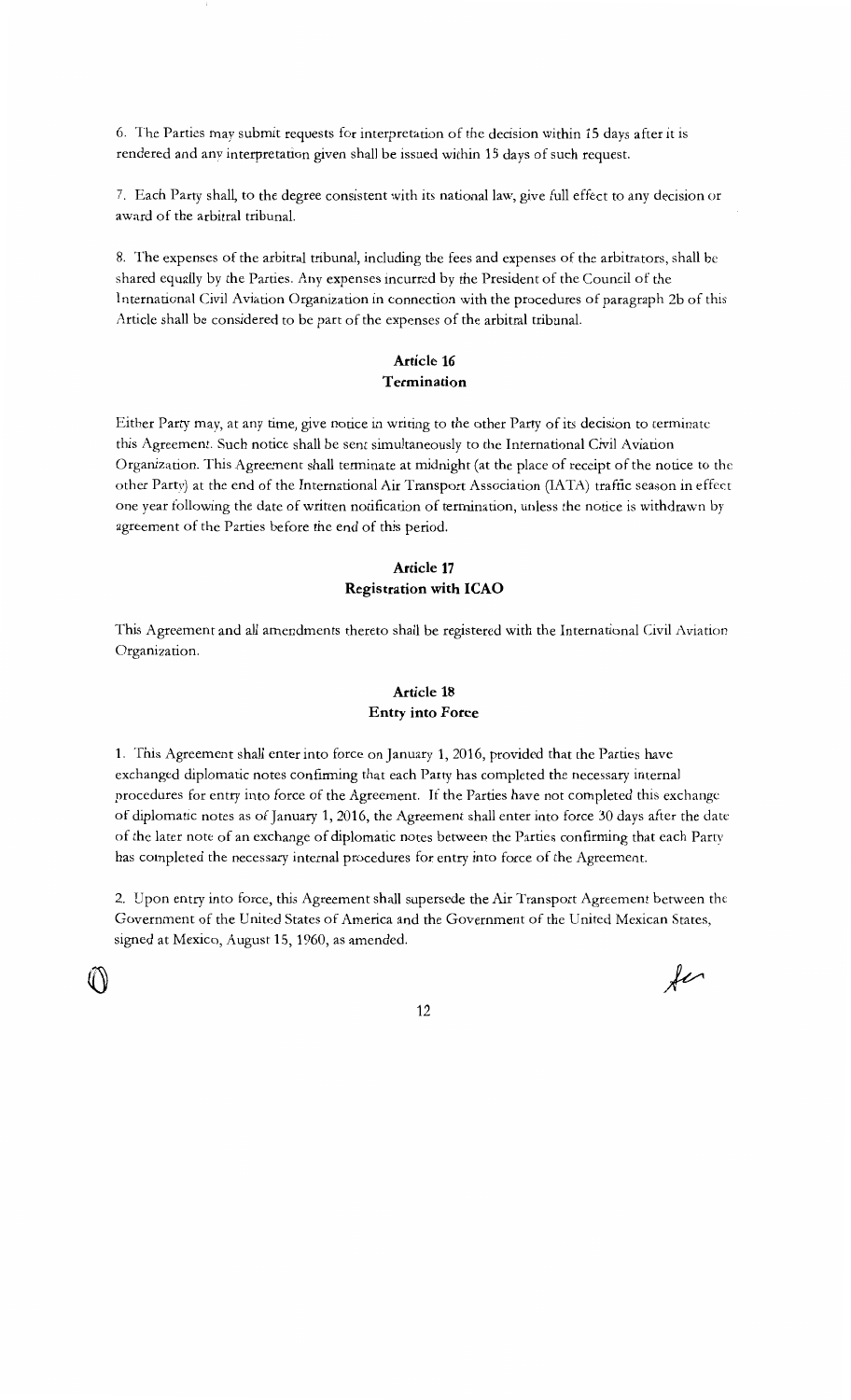6. The Parties may submit requests for interpretation of the decision within 15 days after it is rendered and any interpretation given shall be issued within 15 days of such request.

7. Each Party shall, to the degree consistent with its national law, give full effect to any decision or award of the arbitral tribunal.

8. The expenses of the arbitral tribunal, including the fees and expenses of the arbitrators, shall be shared equally by the Parties. Any expenses incurred by the President of the Council of the International Civil Aviation Organization in connection with the procedures of paragraph 2b of this Article shall be considered to be part of the expenses of the arbitral tribunal.

### Article 16
### Termination

Either Party may, at any time, give notice in writing to the other Party of its decision to terminate this Agreement. Such notice shall be sent simultaneously to the International Civil Aviation Organization. This Agreement shall terminate at midnight (at the place of receipt of the notice to the other Party) at the end of the International Air Transport Association (IATA) traffic season in effect one year following the date of written notification of termination, unless the notice is withdrawn by agreement of the Parties before the end of this period.

### Article 17
### Registration with ICAO

This Agreement and all amendments thereto shall be registered with the International Civil Aviation Organization.

### Article 18
### Entry into Force

1. This Agreement shall enter into force on January 1, 2016, provided that the Parties have exchanged diplomatic notes confirming that each Party has completed the necessary internal procedures for entry into force of the Agreement. If the Parties have not completed this exchange of diplomatic notes as of January 1, 2016, the Agreement shall enter into force 30 days after the date of the later note of an exchange of diplomatic notes between the Parties confirming that each Party has completed the necessary internal procedures for entry into force of the Agreement.

2. Upon entry into force, this Agreement shall supersede the Air Transport Agreement between the Government of the United States of America and the Government of the United Mexican States, signed at Mexico, August 15, 1960, as amended.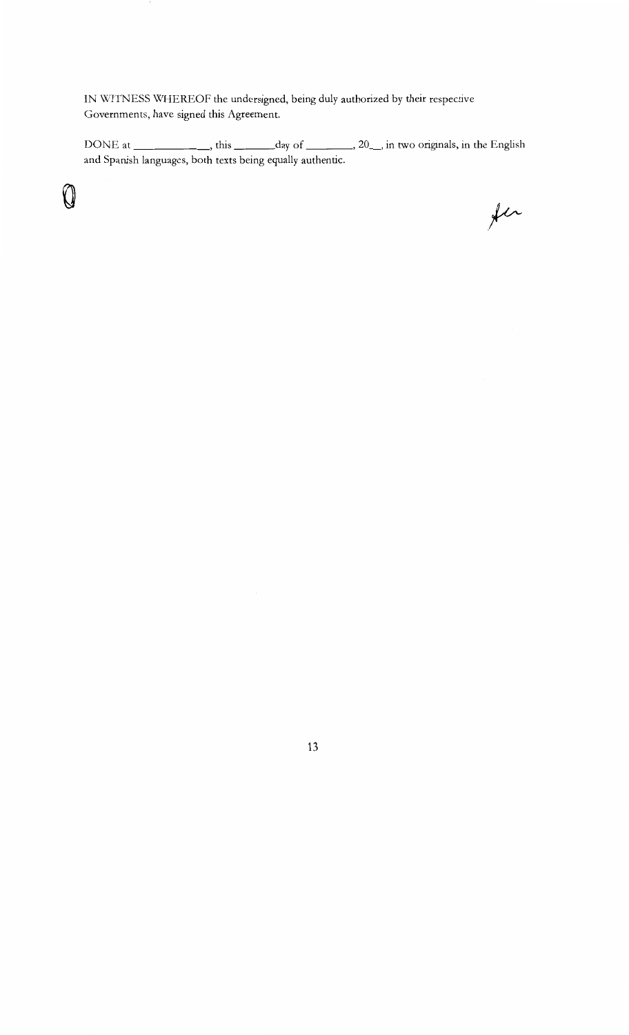IN WITNESS WHEREOF the undersigned, being duly authorized by their respective Governments, have signed this Agreement.

DONE at ____________, this _______day of ________, 20__, in two originals, in the English and Spanish languages, both texts being equally authentic.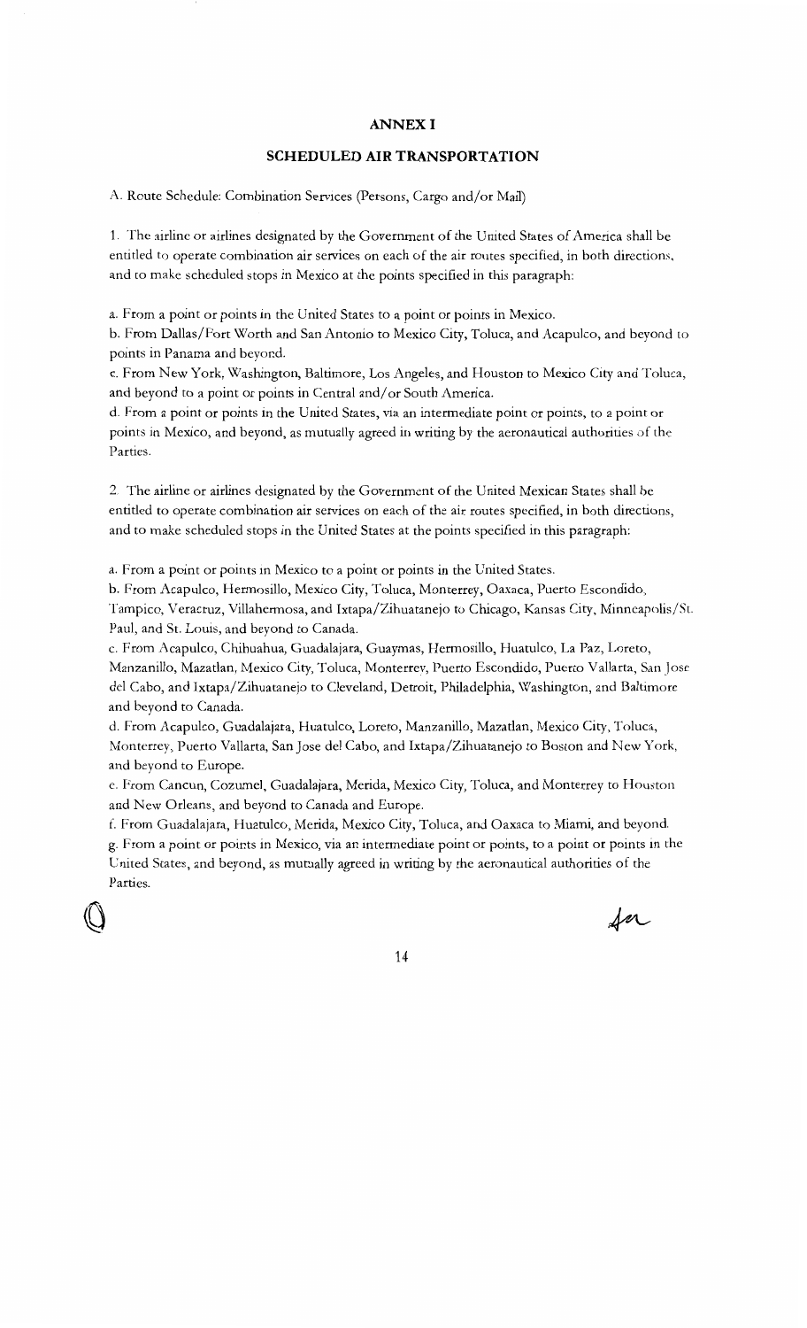# ANNEX I

## SCHEDULED AIR TRANSPORTATION

A. Route Schedule: Combination Services (Persons, Cargo and/or Mail)

1. The airline or airlines designated by the Government of the United States of America shall be entitled to operate combination air services on each of the air routes specified, in both directions, and to make scheduled stops in Mexico at the points specified in this paragraph:

a. From a point or points in the United States to a point or points in Mexico.
b. From Dallas/Fort Worth and San Antonio to Mexico City, Toluca, and Acapulco, and beyond to points in Panama and beyond.
c. From New York, Washington, Baltimore, Los Angeles, and Houston to Mexico City and Toluca, and beyond to a point or points in Central and/or South America.
d. From a point or points in the United States, via an intermediate point or points, to a point or points in Mexico, and beyond, as mutually agreed in writing by the aeronautical authorities of the Parties.

2. The airline or airlines designated by the Government of the United Mexican States shall be entitled to operate combination air services on each of the air routes specified, in both directions, and to make scheduled stops in the United States at the points specified in this paragraph:

a. From a point or points in Mexico to a point or points in the United States.
b. From Acapulco, Hermosillo, Mexico City, Toluca, Monterrey, Oaxaca, Puerto Escondido, Tampico, Veracruz, Villahermosa, and Ixtapa/Zihuatanejo to Chicago, Kansas City, Minneapolis/St. Paul, and St. Louis, and beyond to Canada.
c. From Acapulco, Chihuahua, Guadalajara, Guaymas, Hermosillo, Huatulco, La Paz, Loreto, Manzanillo, Mazatlan, Mexico City, Toluca, Monterrey, Puerto Escondido, Puerto Vallarta, San Jose del Cabo, and Ixtapa/Zihuatanejo to Cleveland, Detroit, Philadelphia, Washington, and Baltimore and beyond to Canada.
d. From Acapulco, Guadalajara, Huatulco, Loreto, Manzanillo, Mazatlan, Mexico City, Toluca, Monterrey, Puerto Vallarta, San Jose del Cabo, and Ixtapa/Zihuatanejo to Boston and New York, and beyond to Europe.
e. From Cancun, Cozumel, Guadalajara, Merida, Mexico City, Toluca, and Monterrey to Houston and New Orleans, and beyond to Canada and Europe.
f. From Guadalajara, Huatulco, Merida, Mexico City, Toluca, and Oaxaca to Miami, and beyond.
g. From a point or points in Mexico, via an intermediate point or points, to a point or points in the United States, and beyond, as mutually agreed in writing by the aeronautical authorities of the Parties.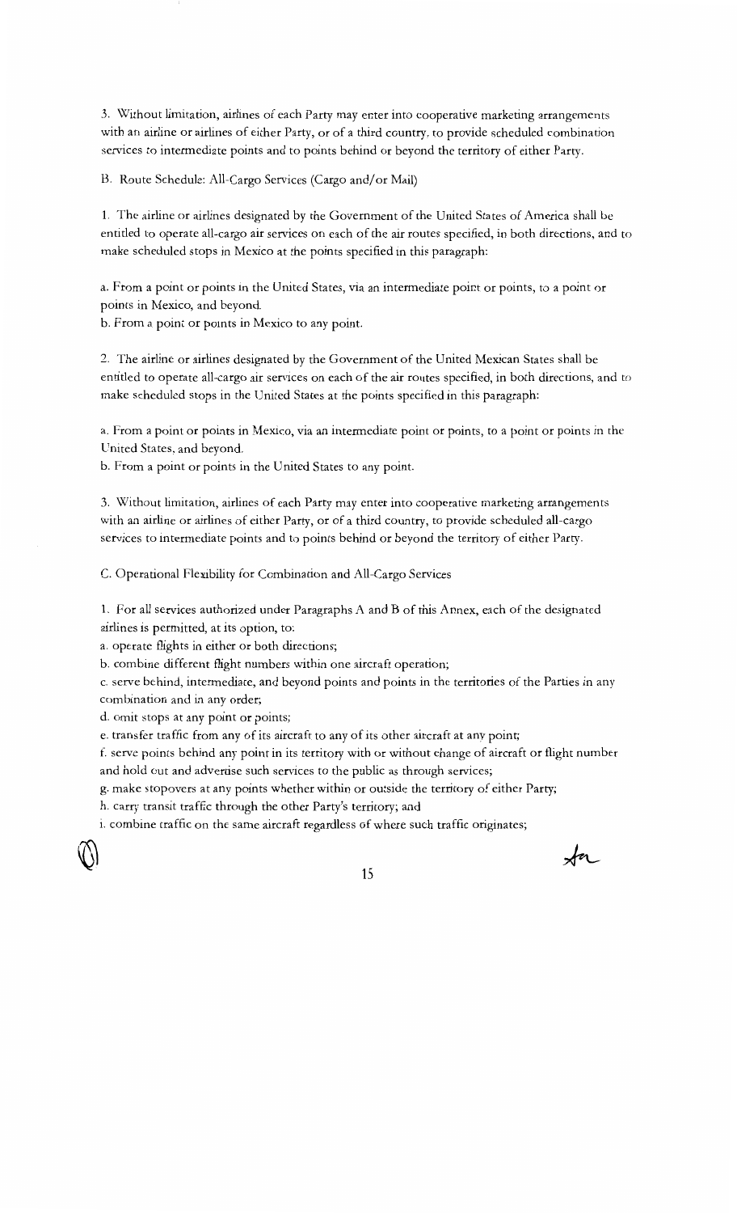3. Without limitation, airlines of each Party may enter into cooperative marketing arrangements with an airline or airlines of either Party, or of a third country, to provide scheduled combination services to intermediate points and to points behind or beyond the territory of either Party.

B. Route Schedule: All-Cargo Services (Cargo and/or Mail)

1. The airline or airlines designated by the Government of the United States of America shall be entitled to operate all-cargo air services on each of the air routes specified, in both directions, and to make scheduled stops in Mexico at the points specified in this paragraph:

a. From a point or points in the United States, via an intermediate point or points, to a point or points in Mexico, and beyond.
b. From a point or points in Mexico to any point.

2. The airline or airlines designated by the Government of the United Mexican States shall be entitled to operate all-cargo air services on each of the air routes specified, in both directions, and to make scheduled stops in the United States at the points specified in this paragraph:

a. From a point or points in Mexico, via an intermediate point or points, to a point or points in the United States, and beyond.
b. From a point or points in the United States to any point.

3. Without limitation, airlines of each Party may enter into cooperative marketing arrangements with an airline or airlines of either Party, or of a third country, to provide scheduled all-cargo services to intermediate points and to points behind or beyond the territory of either Party.

C. Operational Flexibility for Combination and All-Cargo Services

1. For all services authorized under Paragraphs A and B of this Annex, each of the designated airlines is permitted, at its option, to:

a. operate flights in either or both directions;
b. combine different flight numbers within one aircraft operation;
c. serve behind, intermediate, and beyond points and points in the territories of the Parties in any combination and in any order;
d. omit stops at any point or points;
e. transfer traffic from any of its aircraft to any of its other aircraft at any point;
f. serve points behind any point in its territory with or without change of aircraft or flight number and hold out and advertise such services to the public as through services;
g. make stopovers at any points whether within or outside the territory of either Party;
h. carry transit traffic through the other Party's territory; and
i. combine traffic on the same aircraft regardless of where such traffic originates;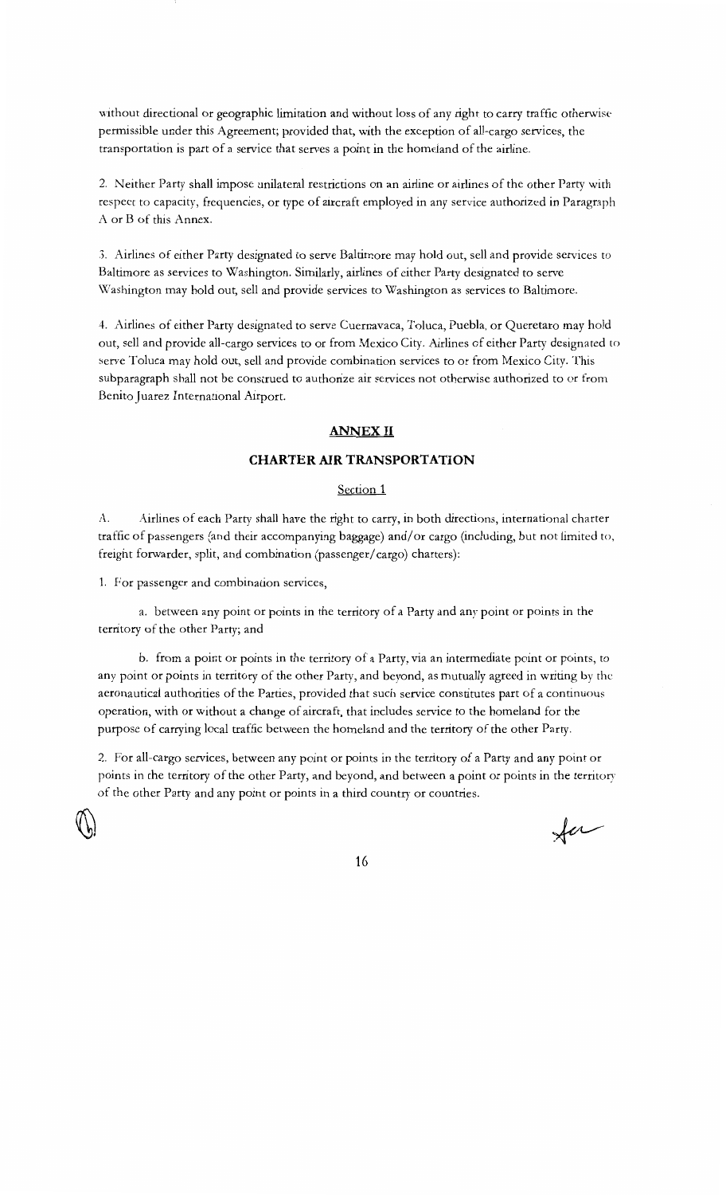without directional or geographic limitation and without loss of any right to carry traffic otherwise permissible under this Agreement; provided that, with the exception of all-cargo services, the transportation is part of a service that serves a point in the homeland of the airline.

2. Neither Party shall impose unilateral restrictions on an airline or airlines of the other Party with respect to capacity, frequencies, or type of aircraft employed in any service authorized in Paragraph A or B of this Annex.

3. Airlines of either Party designated to serve Baltimore may hold out, sell and provide services to Baltimore as services to Washington. Similarly, airlines of either Party designated to serve Washington may hold out, sell and provide services to Washington as services to Baltimore.

4. Airlines of either Party designated to serve Cuernavaca, Toluca, Puebla, or Queretaro may hold out, sell and provide all-cargo services to or from Mexico City. Airlines of either Party designated to serve Toluca may hold out, sell and provide combination services to or from Mexico City. This subparagraph shall not be construed to authorize air services not otherwise authorized to or from Benito Juarez International Airport.

## ANNEX II

## CHARTER AIR TRANSPORTATION

### Section 1

A. Airlines of each Party shall have the right to carry, in both directions, international charter traffic of passengers (and their accompanying baggage) and/or cargo (including, but not limited to, freight forwarder, split, and combination (passenger/cargo) charters):

1. For passenger and combination services,

   a. between any point or points in the territory of a Party and any point or points in the territory of the other Party; and

   b. from a point or points in the territory of a Party, via an intermediate point or points, to any point or points in territory of the other Party, and beyond, as mutually agreed in writing by the aeronautical authorities of the Parties, provided that such service constitutes part of a continuous operation, with or without a change of aircraft, that includes service to the homeland for the purpose of carrying local traffic between the homeland and the territory of the other Party.

2. For all-cargo services, between any point or points in the territory of a Party and any point or points in the territory of the other Party, and beyond, and between a point or points in the territory of the other Party and any point or points in a third country or countries.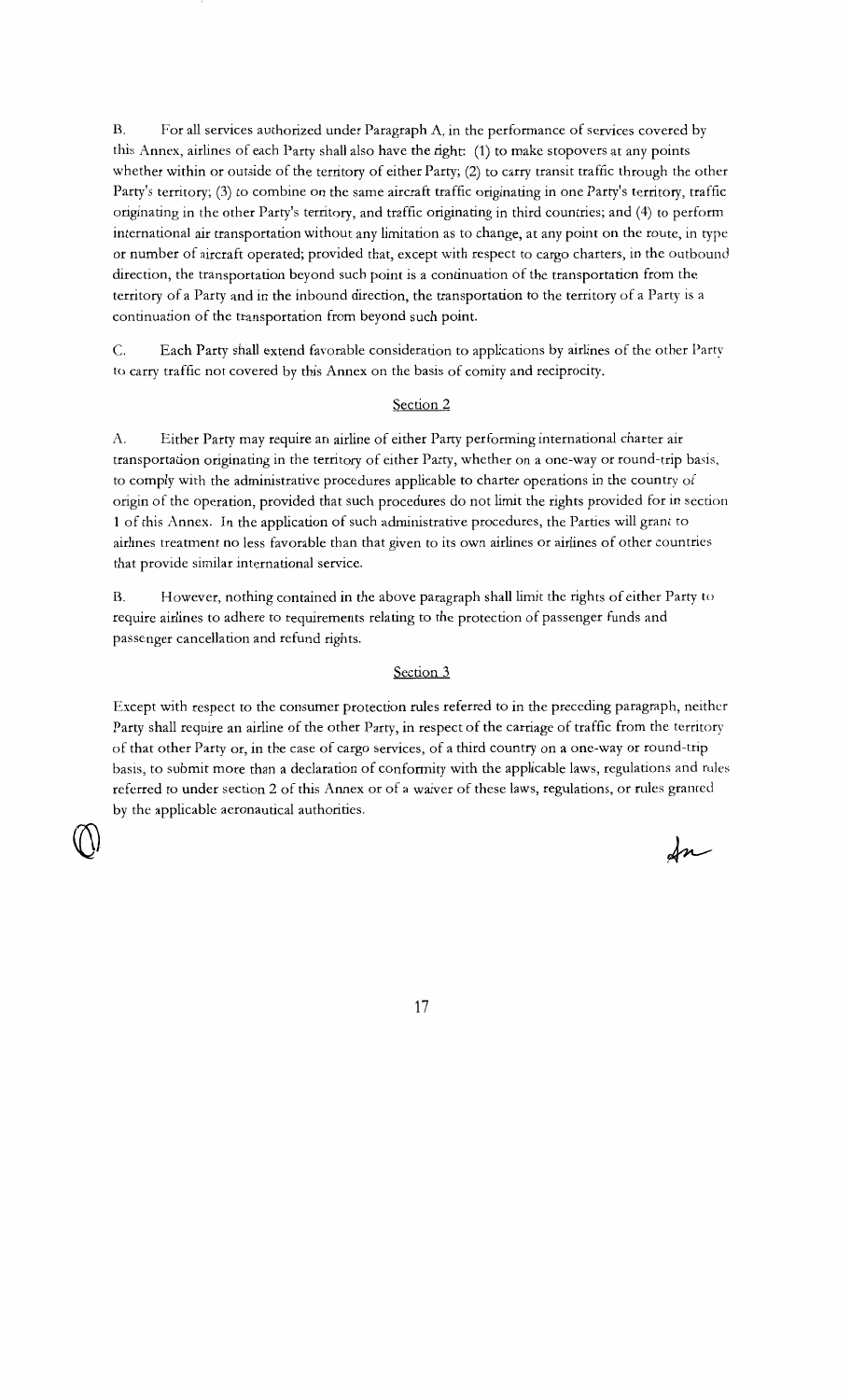B. For all services authorized under Paragraph A, in the performance of services covered by this Annex, airlines of each Party shall also have the right: (1) to make stopovers at any points whether within or outside of the territory of either Party; (2) to carry transit traffic through the other Party's territory; (3) to combine on the same aircraft traffic originating in one Party's territory, traffic originating in the other Party's territory, and traffic originating in third countries; and (4) to perform international air transportation without any limitation as to change, at any point on the route, in type or number of aircraft operated; provided that, except with respect to cargo charters, in the outbound direction, the transportation beyond such point is a continuation of the transportation from the territory of a Party and in the inbound direction, the transportation to the territory of a Party is a continuation of the transportation from beyond such point.

C. Each Party shall extend favorable consideration to applications by airlines of the other Party to carry traffic not covered by this Annex on the basis of comity and reciprocity.

## Section 2

A. Either Party may require an airline of either Party performing international charter air transportation originating in the territory of either Party, whether on a one-way or round-trip basis, to comply with the administrative procedures applicable to charter operations in the country of origin of the operation, provided that such procedures do not limit the rights provided for in section 1 of this Annex. In the application of such administrative procedures, the Parties will grant to airlines treatment no less favorable than that given to its own airlines or airlines of other countries that provide similar international service.

B. However, nothing contained in the above paragraph shall limit the rights of either Party to require airlines to adhere to requirements relating to the protection of passenger funds and passenger cancellation and refund rights.

## Section 3

Except with respect to the consumer protection rules referred to in the preceding paragraph, neither Party shall require an airline of the other Party, in respect of the carriage of traffic from the territory of that other Party or, in the case of cargo services, of a third country on a one-way or round-trip basis, to submit more than a declaration of conformity with the applicable laws, regulations and rules referred to under section 2 of this Annex or of a waiver of these laws, regulations, or rules granted by the applicable aeronautical authorities.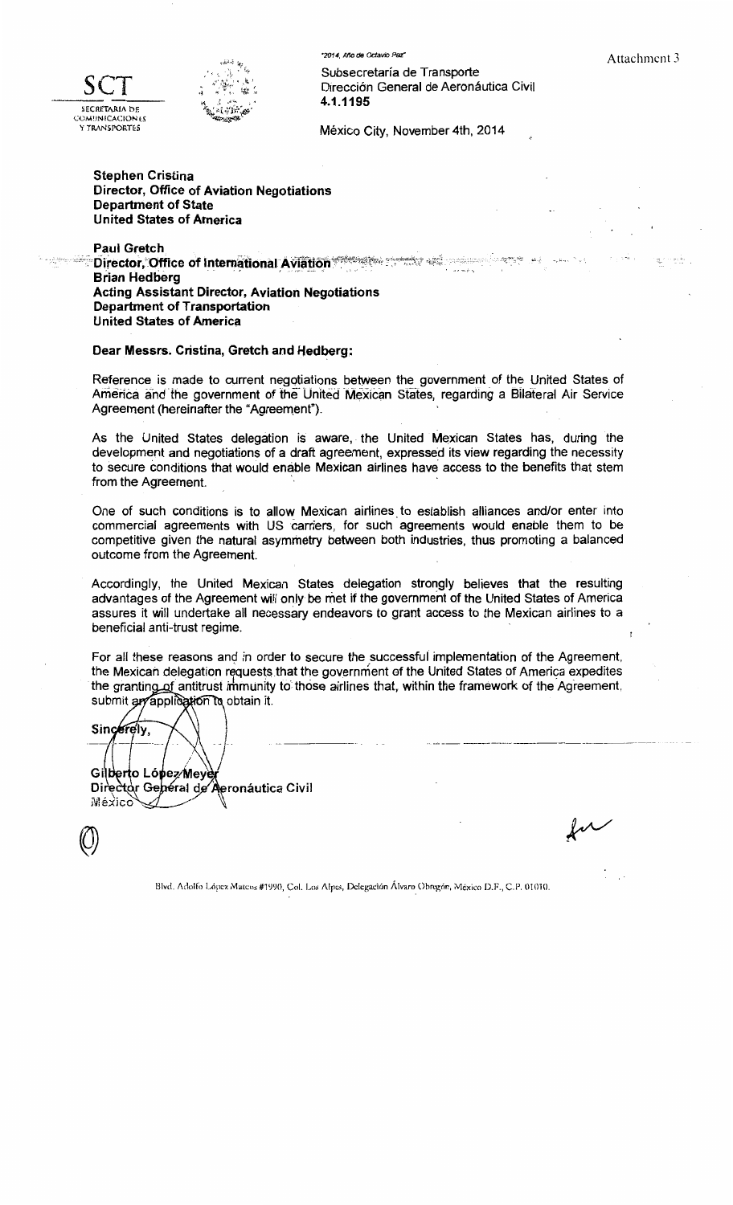Attachment 3

**SCT**

SECRETARÍA DE COMUNICACIONES Y TRANSPORTES

*"2014, Año de Octavio Paz"*

Subsecretaría de Transporte
Dirección General de Aeronáutica Civil
**4.1.1195**

México City, November 4th, 2014

**Stephen Cristina**
**Director, Office of Aviation Negotiations**
**Department of State**
**United States of America**

**Paul Gretch**
**Director, Office of International Aviation**
**Brian Hedberg**
**Acting Assistant Director, Aviation Negotiations**
**Department of Transportation**
**United States of America**

**Dear Messrs. Cristina, Gretch and Hedberg:**

Reference is made to current negotiations between the government of the United States of America and the government of the United Mexican States, regarding a Bilateral Air Service Agreement (hereinafter the "Agreement").

As the United States delegation is aware, the United Mexican States has, during the development and negotiations of a draft agreement, expressed its view regarding the necessity to secure conditions that would enable Mexican airlines have access to the benefits that stem from the Agreement.

One of such conditions is to allow Mexican airlines to establish alliances and/or enter into commercial agreements with US carriers, for such agreements would enable them to be competitive given the natural asymmetry between both industries, thus promoting a balanced outcome from the Agreement.

Accordingly, the United Mexican States delegation strongly believes that the resulting advantages of the Agreement will only be met if the government of the United States of America assures it will undertake all necessary endeavors to grant access to the Mexican airlines to a beneficial anti-trust regime.

For all these reasons and in order to secure the successful implementation of the Agreement, the Mexican delegation requests that the government of the United States of America expedites the granting of antitrust immunity to those airlines that, within the framework of the Agreement, submit an application to obtain it.

Sincerely,

**Gilberto López Meyer**
**Director General de Aeronáutica Civil**
México

Blvd. Adolfo López Mateos #1990, Col. Los Alpes, Delegación Álvaro Obregón, México D.F., C.P. 01010.